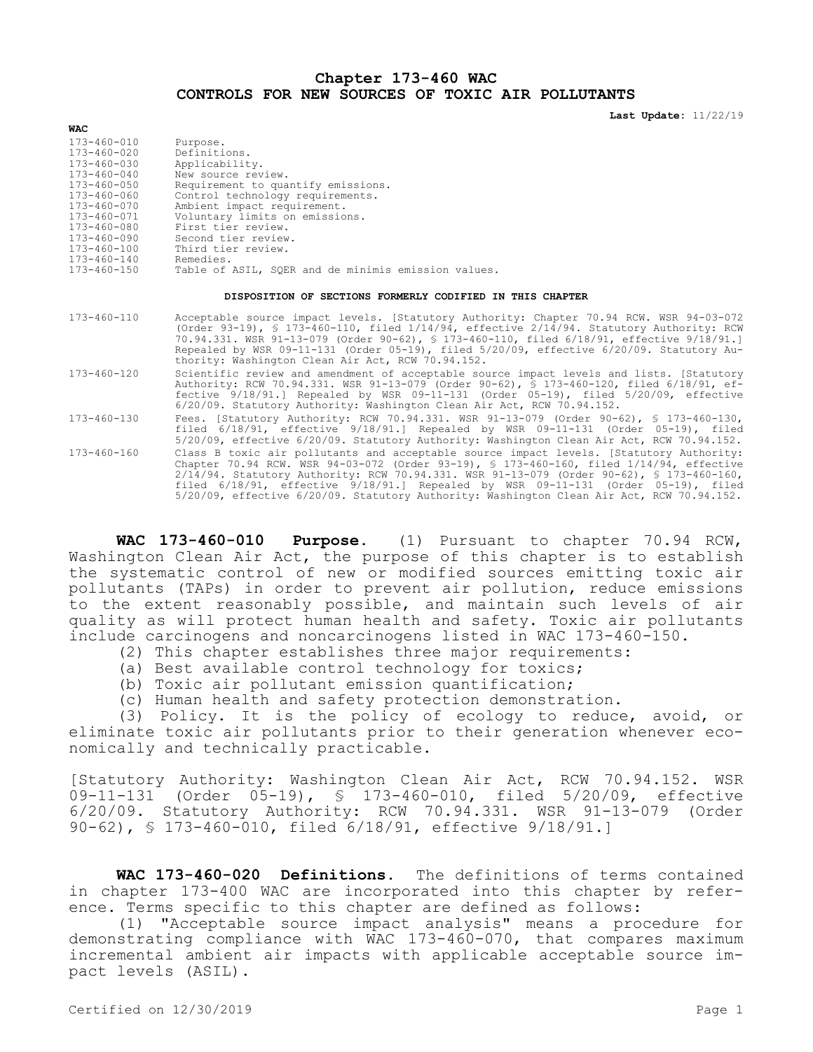# Chapter 173-460 WAC
# CONTROLS FOR NEW SOURCES OF TOXIC AIR POLLUTANTS

**Last Update:** 11/22/19

| WAC | |
|---|---|
| 173-460-010 | Purpose. |
| 173-460-020 | Definitions. |
| 173-460-030 | Applicability. |
| 173-460-040 | New source review. |
| 173-460-050 | Requirement to quantify emissions. |
| 173-460-060 | Control technology requirements. |
| 173-460-070 | Ambient impact requirement. |
| 173-460-071 | Voluntary limits on emissions. |
| 173-460-080 | First tier review. |
| 173-460-090 | Second tier review. |
| 173-460-100 | Third tier review. |
| 173-460-140 | Remedies. |
| 173-460-150 | Table of ASIL, SQER and de minimis emission values. |

**DISPOSITION OF SECTIONS FORMERLY CODIFIED IN THIS CHAPTER**

| | |
|---|---|
| 173-460-110 | Acceptable source impact levels. [Statutory Authority: Chapter 70.94 RCW. WSR 94-03-072 (Order 93-19), § 173-460-110, filed 1/14/94, effective 2/14/94. Statutory Authority: RCW 70.94.331. WSR 91-13-079 (Order 90-62), § 173-460-110, filed 6/18/91, effective 9/18/91.] Repealed by WSR 09-11-131 (Order 05-19), filed 5/20/09, effective 6/20/09. Statutory Authority: Washington Clean Air Act, RCW 70.94.152. |
| 173-460-120 | Scientific review and amendment of acceptable source impact levels and lists. [Statutory Authority: RCW 70.94.331. WSR 91-13-079 (Order 90-62), § 173-460-120, filed 6/18/91, effective 9/18/91.] Repealed by WSR 09-11-131 (Order 05-19), filed 5/20/09, effective 6/20/09. Statutory Authority: Washington Clean Air Act, RCW 70.94.152. |
| 173-460-130 | Fees. [Statutory Authority: RCW 70.94.331. WSR 91-13-079 (Order 90-62), § 173-460-130, filed 6/18/91, effective 9/18/91.] Repealed by WSR 09-11-131 (Order 05-19), filed 5/20/09, effective 6/20/09. Statutory Authority: Washington Clean Air Act, RCW 70.94.152. |
| 173-460-160 | Class B toxic air pollutants and acceptable source impact levels. [Statutory Authority: Chapter 70.94 RCW. WSR 94-03-072 (Order 93-19), § 173-460-160, filed 1/14/94, effective 2/14/94. Statutory Authority: RCW 70.94.331. WSR 91-13-079 (Order 90-62), § 173-460-160, filed 6/18/91, effective 9/18/91.] Repealed by WSR 09-11-131 (Order 05-19), filed 5/20/09, effective 6/20/09. Statutory Authority: Washington Clean Air Act, RCW 70.94.152. |

**WAC 173-460-010 Purpose.** (1) Pursuant to chapter 70.94 RCW, Washington Clean Air Act, the purpose of this chapter is to establish the systematic control of new or modified sources emitting toxic air pollutants (TAPs) in order to prevent air pollution, reduce emissions to the extent reasonably possible, and maintain such levels of air quality as will protect human health and safety. Toxic air pollutants include carcinogens and noncarcinogens listed in WAC 173-460-150.

(2) This chapter establishes three major requirements:

(a) Best available control technology for toxics;

(b) Toxic air pollutant emission quantification;

(c) Human health and safety protection demonstration.

(3) Policy. It is the policy of ecology to reduce, avoid, or eliminate toxic air pollutants prior to their generation whenever economically and technically practicable.

[Statutory Authority: Washington Clean Air Act, RCW 70.94.152. WSR 09-11-131 (Order 05-19), § 173-460-010, filed 5/20/09, effective 6/20/09. Statutory Authority: RCW 70.94.331. WSR 91-13-079 (Order 90-62), § 173-460-010, filed 6/18/91, effective 9/18/91.]

**WAC 173-460-020 Definitions.** The definitions of terms contained in chapter 173-400 WAC are incorporated into this chapter by reference. Terms specific to this chapter are defined as follows:

(1) "Acceptable source impact analysis" means a procedure for demonstrating compliance with WAC 173-460-070, that compares maximum incremental ambient air impacts with applicable acceptable source impact levels (ASIL).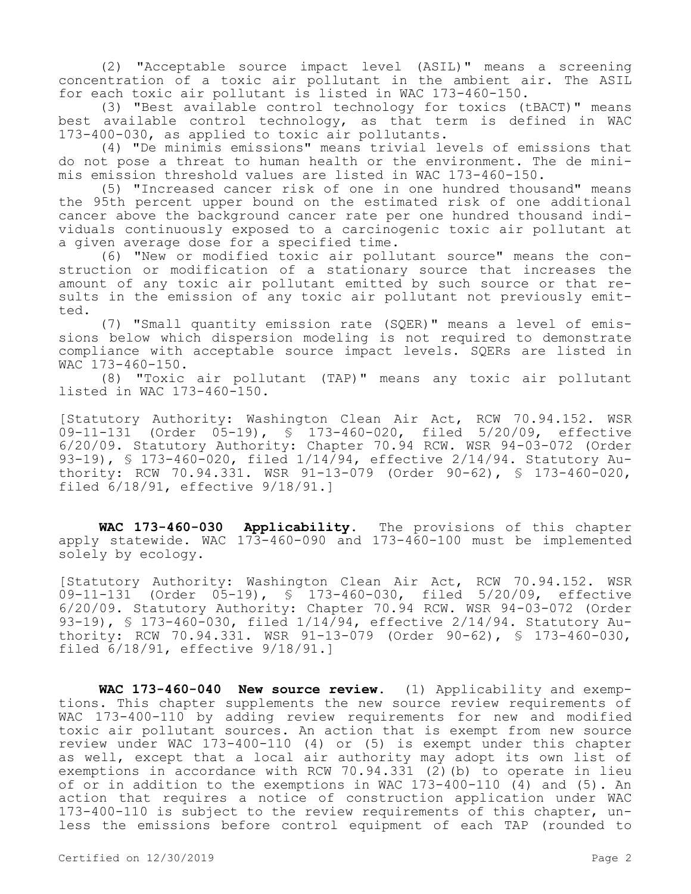(2) "Acceptable source impact level (ASIL)" means a screening concentration of a toxic air pollutant in the ambient air. The ASIL for each toxic air pollutant is listed in WAC 173-460-150.

(3) "Best available control technology for toxics (tBACT)" means best available control technology, as that term is defined in WAC 173-400-030, as applied to toxic air pollutants.

(4) "De minimis emissions" means trivial levels of emissions that do not pose a threat to human health or the environment. The de minimis emission threshold values are listed in WAC 173-460-150.

(5) "Increased cancer risk of one in one hundred thousand" means the 95th percent upper bound on the estimated risk of one additional cancer above the background cancer rate per one hundred thousand individuals continuously exposed to a carcinogenic toxic air pollutant at a given average dose for a specified time.

(6) "New or modified toxic air pollutant source" means the construction or modification of a stationary source that increases the amount of any toxic air pollutant emitted by such source or that results in the emission of any toxic air pollutant not previously emitted.

(7) "Small quantity emission rate (SQER)" means a level of emissions below which dispersion modeling is not required to demonstrate compliance with acceptable source impact levels. SQERs are listed in WAC 173-460-150.

(8) "Toxic air pollutant (TAP)" means any toxic air pollutant listed in WAC 173-460-150.

[Statutory Authority: Washington Clean Air Act, RCW 70.94.152. WSR 09-11-131 (Order 05-19), § 173-460-020, filed 5/20/09, effective 6/20/09. Statutory Authority: Chapter 70.94 RCW. WSR 94-03-072 (Order 93-19), § 173-460-020, filed 1/14/94, effective 2/14/94. Statutory Authority: RCW 70.94.331. WSR 91-13-079 (Order 90-62), § 173-460-020, filed 6/18/91, effective 9/18/91.]

**WAC 173-460-030 Applicability.** The provisions of this chapter apply statewide. WAC 173-460-090 and 173-460-100 must be implemented solely by ecology.

[Statutory Authority: Washington Clean Air Act, RCW 70.94.152. WSR 09-11-131 (Order 05-19), § 173-460-030, filed 5/20/09, effective 6/20/09. Statutory Authority: Chapter 70.94 RCW. WSR 94-03-072 (Order 93-19), § 173-460-030, filed 1/14/94, effective 2/14/94. Statutory Authority: RCW 70.94.331. WSR 91-13-079 (Order 90-62), § 173-460-030, filed 6/18/91, effective 9/18/91.]

**WAC 173-460-040 New source review.** (1) Applicability and exemptions. This chapter supplements the new source review requirements of WAC 173-400-110 by adding review requirements for new and modified toxic air pollutant sources. An action that is exempt from new source review under WAC 173-400-110 (4) or (5) is exempt under this chapter as well, except that a local air authority may adopt its own list of exemptions in accordance with RCW 70.94.331 (2)(b) to operate in lieu of or in addition to the exemptions in WAC 173-400-110 (4) and (5). An action that requires a notice of construction application under WAC 173-400-110 is subject to the review requirements of this chapter, unless the emissions before control equipment of each TAP (rounded to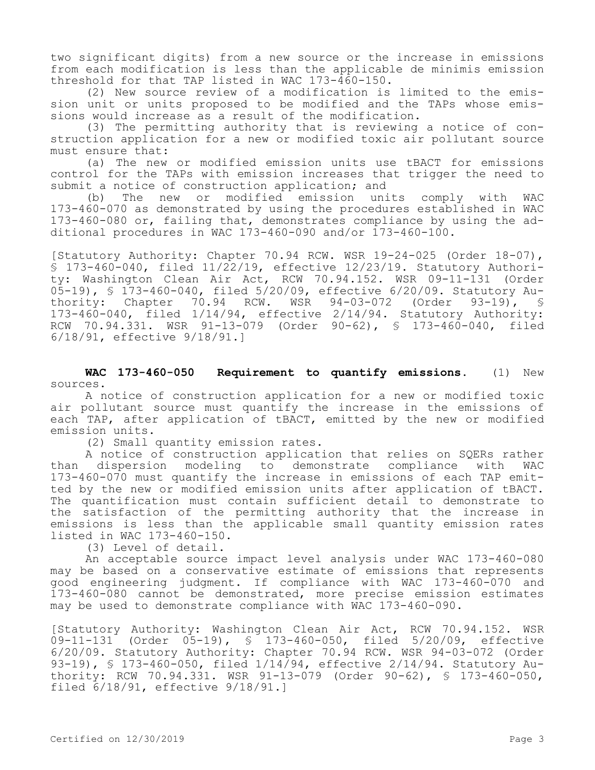two significant digits) from a new source or the increase in emissions from each modification is less than the applicable de minimis emission threshold for that TAP listed in WAC 173-460-150.

(2) New source review of a modification is limited to the emission unit or units proposed to be modified and the TAPs whose emissions would increase as a result of the modification.

(3) The permitting authority that is reviewing a notice of construction application for a new or modified toxic air pollutant source must ensure that:

(a) The new or modified emission units use tBACT for emissions control for the TAPs with emission increases that trigger the need to submit a notice of construction application; and

(b) The new or modified emission units comply with WAC 173-460-070 as demonstrated by using the procedures established in WAC 173-460-080 or, failing that, demonstrates compliance by using the additional procedures in WAC 173-460-090 and/or 173-460-100.

[Statutory Authority: Chapter 70.94 RCW. WSR 19-24-025 (Order 18-07), § 173-460-040, filed 11/22/19, effective 12/23/19. Statutory Authority: Washington Clean Air Act, RCW 70.94.152. WSR 09-11-131 (Order 05-19), § 173-460-040, filed 5/20/09, effective 6/20/09. Statutory Authority: Chapter 70.94 RCW. WSR 94-03-072 (Order 93-19), § 173-460-040, filed 1/14/94, effective 2/14/94. Statutory Authority: RCW 70.94.331. WSR 91-13-079 (Order 90-62), § 173-460-040, filed 6/18/91, effective 9/18/91.]

**WAC 173-460-050 Requirement to quantify emissions.** (1) New sources.

A notice of construction application for a new or modified toxic air pollutant source must quantify the increase in the emissions of each TAP, after application of tBACT, emitted by the new or modified emission units.

(2) Small quantity emission rates.

A notice of construction application that relies on SQERs rather than dispersion modeling to demonstrate compliance with WAC 173-460-070 must quantify the increase in emissions of each TAP emitted by the new or modified emission units after application of tBACT. The quantification must contain sufficient detail to demonstrate to the satisfaction of the permitting authority that the increase in emissions is less than the applicable small quantity emission rates listed in WAC 173-460-150.

(3) Level of detail.

An acceptable source impact level analysis under WAC 173-460-080 may be based on a conservative estimate of emissions that represents good engineering judgment. If compliance with WAC 173-460-070 and 173-460-080 cannot be demonstrated, more precise emission estimates may be used to demonstrate compliance with WAC 173-460-090.

[Statutory Authority: Washington Clean Air Act, RCW 70.94.152. WSR 09-11-131 (Order 05-19), § 173-460-050, filed 5/20/09, effective 6/20/09. Statutory Authority: Chapter 70.94 RCW. WSR 94-03-072 (Order 93-19), § 173-460-050, filed 1/14/94, effective 2/14/94. Statutory Authority: RCW 70.94.331. WSR 91-13-079 (Order 90-62), § 173-460-050, filed 6/18/91, effective 9/18/91.]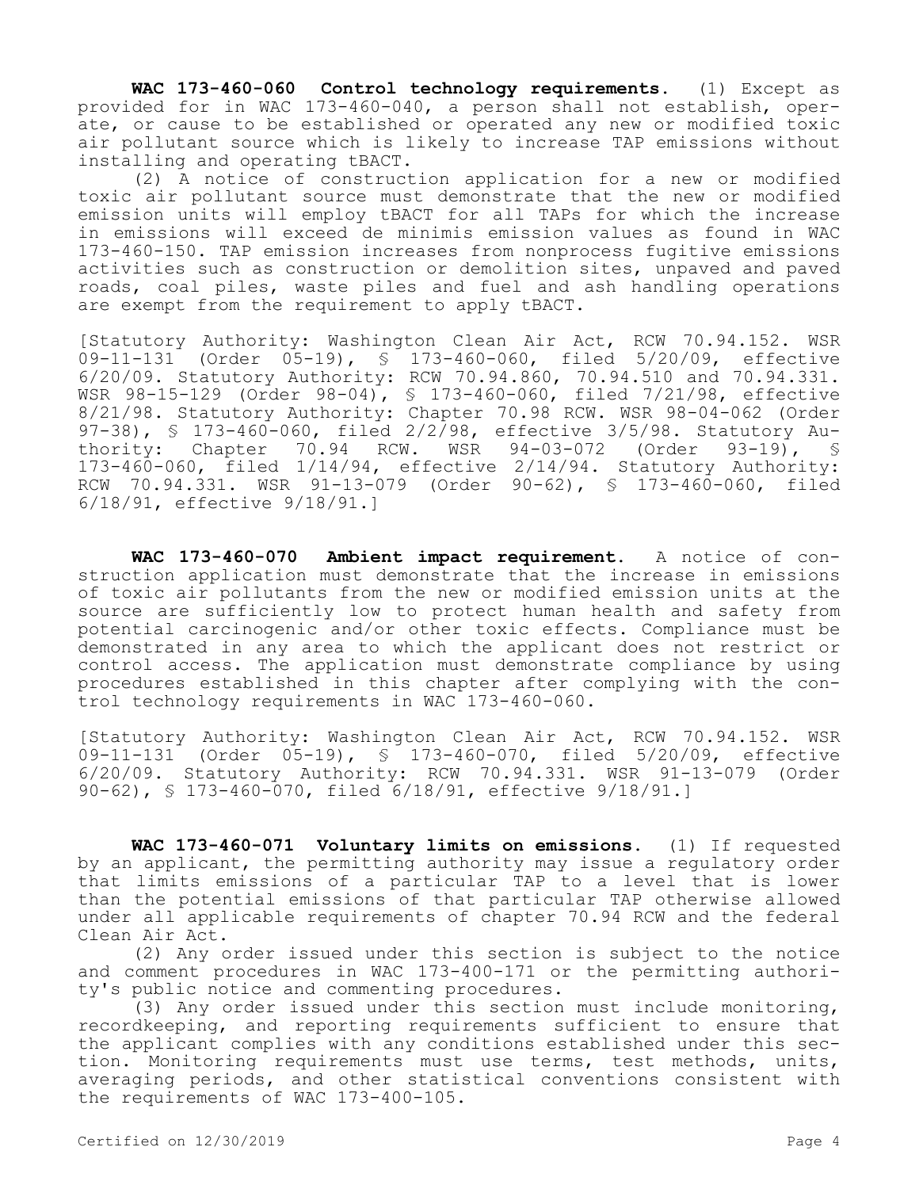**WAC 173-460-060 Control technology requirements.** (1) Except as provided for in WAC 173-460-040, a person shall not establish, operate, or cause to be established or operated any new or modified toxic air pollutant source which is likely to increase TAP emissions without installing and operating tBACT.

(2) A notice of construction application for a new or modified toxic air pollutant source must demonstrate that the new or modified emission units will employ tBACT for all TAPs for which the increase in emissions will exceed de minimis emission values as found in WAC 173-460-150. TAP emission increases from nonprocess fugitive emissions activities such as construction or demolition sites, unpaved and paved roads, coal piles, waste piles and fuel and ash handling operations are exempt from the requirement to apply tBACT.

[Statutory Authority: Washington Clean Air Act, RCW 70.94.152. WSR 09-11-131 (Order 05-19), § 173-460-060, filed 5/20/09, effective 6/20/09. Statutory Authority: RCW 70.94.860, 70.94.510 and 70.94.331. WSR 98-15-129 (Order 98-04), § 173-460-060, filed 7/21/98, effective 8/21/98. Statutory Authority: Chapter 70.98 RCW. WSR 98-04-062 (Order 97-38), § 173-460-060, filed 2/2/98, effective 3/5/98. Statutory Authority: Chapter 70.94 RCW. WSR 94-03-072 (Order 93-19), § 173-460-060, filed 1/14/94, effective 2/14/94. Statutory Authority: RCW 70.94.331. WSR 91-13-079 (Order 90-62), § 173-460-060, filed 6/18/91, effective 9/18/91.]

**WAC 173-460-070 Ambient impact requirement.** A notice of construction application must demonstrate that the increase in emissions of toxic air pollutants from the new or modified emission units at the source are sufficiently low to protect human health and safety from potential carcinogenic and/or other toxic effects. Compliance must be demonstrated in any area to which the applicant does not restrict or control access. The application must demonstrate compliance by using procedures established in this chapter after complying with the control technology requirements in WAC 173-460-060.

[Statutory Authority: Washington Clean Air Act, RCW 70.94.152. WSR 09-11-131 (Order 05-19), § 173-460-070, filed 5/20/09, effective 6/20/09. Statutory Authority: RCW 70.94.331. WSR 91-13-079 (Order 90-62), § 173-460-070, filed 6/18/91, effective 9/18/91.]

**WAC 173-460-071 Voluntary limits on emissions.** (1) If requested by an applicant, the permitting authority may issue a regulatory order that limits emissions of a particular TAP to a level that is lower than the potential emissions of that particular TAP otherwise allowed under all applicable requirements of chapter 70.94 RCW and the federal Clean Air Act.

(2) Any order issued under this section is subject to the notice and comment procedures in WAC 173-400-171 or the permitting authority's public notice and commenting procedures.

(3) Any order issued under this section must include monitoring, recordkeeping, and reporting requirements sufficient to ensure that the applicant complies with any conditions established under this section. Monitoring requirements must use terms, test methods, units, averaging periods, and other statistical conventions consistent with the requirements of WAC 173-400-105.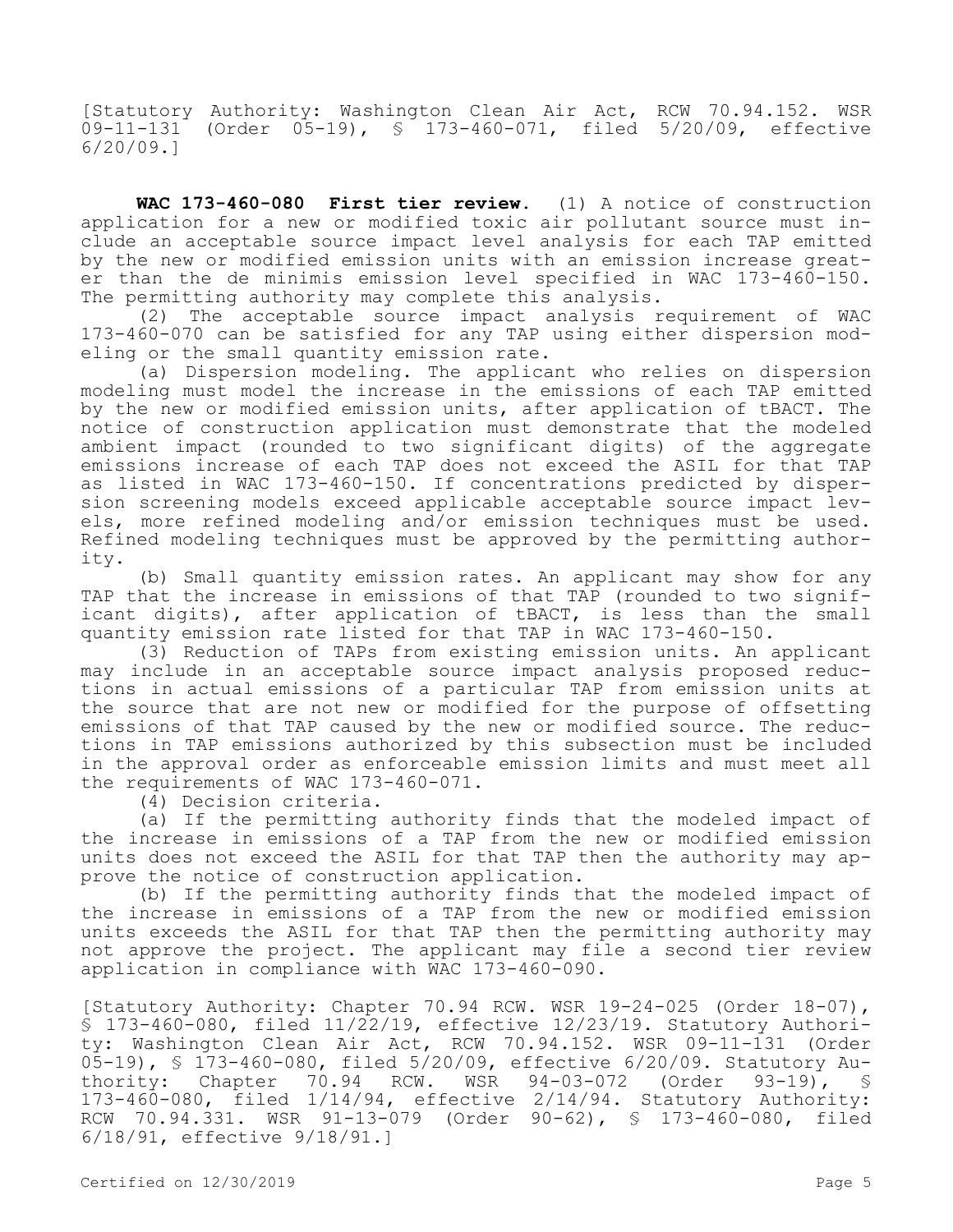[Statutory Authority: Washington Clean Air Act, RCW 70.94.152. WSR 09-11-131 (Order 05-19), § 173-460-071, filed 5/20/09, effective 6/20/09.]

**WAC 173-460-080 First tier review.** (1) A notice of construction application for a new or modified toxic air pollutant source must include an acceptable source impact level analysis for each TAP emitted by the new or modified emission units with an emission increase greater than the de minimis emission level specified in WAC 173-460-150. The permitting authority may complete this analysis.

(2) The acceptable source impact analysis requirement of WAC 173-460-070 can be satisfied for any TAP using either dispersion modeling or the small quantity emission rate.

(a) Dispersion modeling. The applicant who relies on dispersion modeling must model the increase in the emissions of each TAP emitted by the new or modified emission units, after application of tBACT. The notice of construction application must demonstrate that the modeled ambient impact (rounded to two significant digits) of the aggregate emissions increase of each TAP does not exceed the ASIL for that TAP as listed in WAC 173-460-150. If concentrations predicted by dispersion screening models exceed applicable acceptable source impact levels, more refined modeling and/or emission techniques must be used. Refined modeling techniques must be approved by the permitting authority.

(b) Small quantity emission rates. An applicant may show for any TAP that the increase in emissions of that TAP (rounded to two significant digits), after application of tBACT, is less than the small quantity emission rate listed for that TAP in WAC 173-460-150.

(3) Reduction of TAPs from existing emission units. An applicant may include in an acceptable source impact analysis proposed reductions in actual emissions of a particular TAP from emission units at the source that are not new or modified for the purpose of offsetting emissions of that TAP caused by the new or modified source. The reductions in TAP emissions authorized by this subsection must be included in the approval order as enforceable emission limits and must meet all the requirements of WAC 173-460-071.

(4) Decision criteria.

(a) If the permitting authority finds that the modeled impact of the increase in emissions of a TAP from the new or modified emission units does not exceed the ASIL for that TAP then the authority may approve the notice of construction application.

(b) If the permitting authority finds that the modeled impact of the increase in emissions of a TAP from the new or modified emission units exceeds the ASIL for that TAP then the permitting authority may not approve the project. The applicant may file a second tier review application in compliance with WAC 173-460-090.

[Statutory Authority: Chapter 70.94 RCW. WSR 19-24-025 (Order 18-07), § 173-460-080, filed 11/22/19, effective 12/23/19. Statutory Authority: Washington Clean Air Act, RCW 70.94.152. WSR 09-11-131 (Order 05-19), § 173-460-080, filed 5/20/09, effective 6/20/09. Statutory Authority: Chapter 70.94 RCW. WSR 94-03-072 (Order 93-19), § 173-460-080, filed 1/14/94, effective 2/14/94. Statutory Authority: RCW 70.94.331. WSR 91-13-079 (Order 90-62), § 173-460-080, filed 6/18/91, effective 9/18/91.]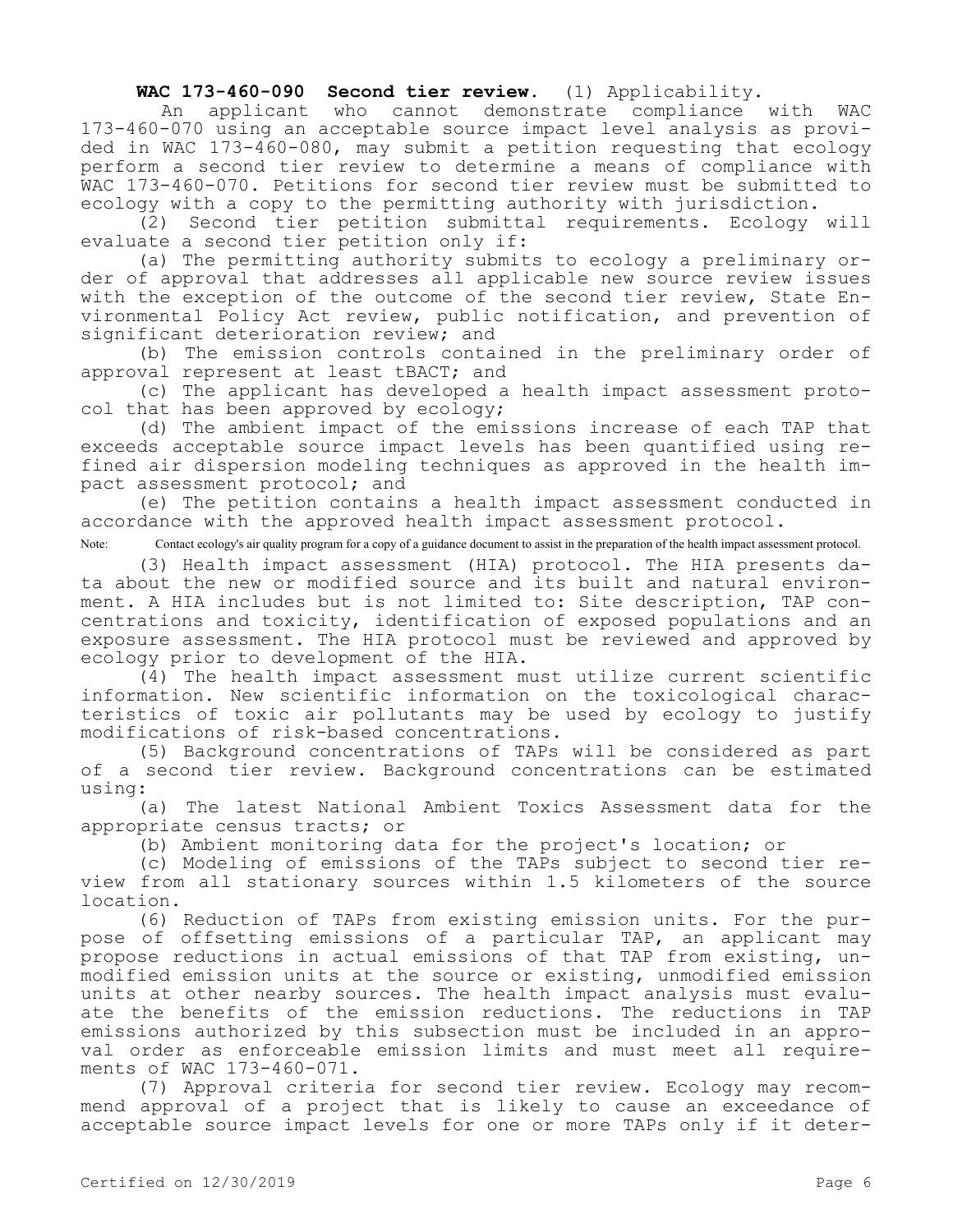**WAC 173-460-090 Second tier review.** (1) Applicability.

An applicant who cannot demonstrate compliance with WAC 173-460-070 using an acceptable source impact level analysis as provided in WAC 173-460-080, may submit a petition requesting that ecology perform a second tier review to determine a means of compliance with WAC 173-460-070. Petitions for second tier review must be submitted to ecology with a copy to the permitting authority with jurisdiction.

(2) Second tier petition submittal requirements. Ecology will evaluate a second tier petition only if:

(a) The permitting authority submits to ecology a preliminary order of approval that addresses all applicable new source review issues with the exception of the outcome of the second tier review, State Environmental Policy Act review, public notification, and prevention of significant deterioration review; and

(b) The emission controls contained in the preliminary order of approval represent at least tBACT; and

(c) The applicant has developed a health impact assessment protocol that has been approved by ecology;

(d) The ambient impact of the emissions increase of each TAP that exceeds acceptable source impact levels has been quantified using refined air dispersion modeling techniques as approved in the health impact assessment protocol; and

(e) The petition contains a health impact assessment conducted in accordance with the approved health impact assessment protocol.

Note: Contact ecology's air quality program for a copy of a guidance document to assist in the preparation of the health impact assessment protocol.

(3) Health impact assessment (HIA) protocol. The HIA presents data about the new or modified source and its built and natural environment. A HIA includes but is not limited to: Site description, TAP concentrations and toxicity, identification of exposed populations and an exposure assessment. The HIA protocol must be reviewed and approved by ecology prior to development of the HIA.

(4) The health impact assessment must utilize current scientific information. New scientific information on the toxicological characteristics of toxic air pollutants may be used by ecology to justify modifications of risk-based concentrations.

(5) Background concentrations of TAPs will be considered as part of a second tier review. Background concentrations can be estimated using:

(a) The latest National Ambient Toxics Assessment data for the appropriate census tracts; or

(b) Ambient monitoring data for the project's location; or

(c) Modeling of emissions of the TAPs subject to second tier review from all stationary sources within 1.5 kilometers of the source location.

(6) Reduction of TAPs from existing emission units. For the purpose of offsetting emissions of a particular TAP, an applicant may propose reductions in actual emissions of that TAP from existing, unmodified emission units at the source or existing, unmodified emission units at other nearby sources. The health impact analysis must evaluate the benefits of the emission reductions. The reductions in TAP emissions authorized by this subsection must be included in an approval order as enforceable emission limits and must meet all requirements of WAC 173-460-071.

(7) Approval criteria for second tier review. Ecology may recommend approval of a project that is likely to cause an exceedance of acceptable source impact levels for one or more TAPs only if it deter-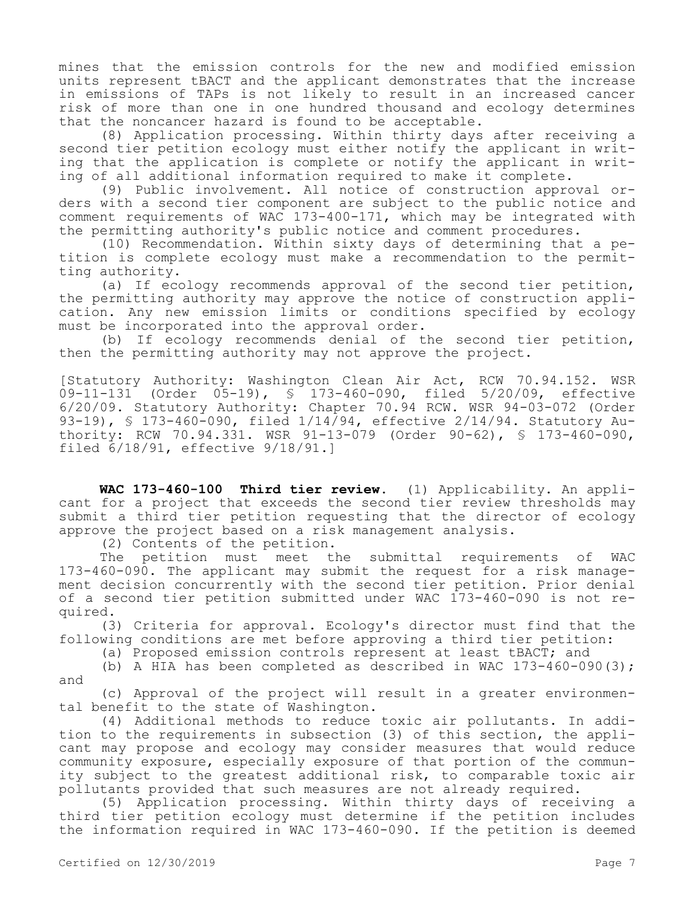mines that the emission controls for the new and modified emission units represent tBACT and the applicant demonstrates that the increase in emissions of TAPs is not likely to result in an increased cancer risk of more than one in one hundred thousand and ecology determines that the noncancer hazard is found to be acceptable.

(8) Application processing. Within thirty days after receiving a second tier petition ecology must either notify the applicant in writing that the application is complete or notify the applicant in writing of all additional information required to make it complete.

(9) Public involvement. All notice of construction approval orders with a second tier component are subject to the public notice and comment requirements of WAC 173-400-171, which may be integrated with the permitting authority's public notice and comment procedures.

(10) Recommendation. Within sixty days of determining that a petition is complete ecology must make a recommendation to the permitting authority.

(a) If ecology recommends approval of the second tier petition, the permitting authority may approve the notice of construction application. Any new emission limits or conditions specified by ecology must be incorporated into the approval order.

(b) If ecology recommends denial of the second tier petition, then the permitting authority may not approve the project.

[Statutory Authority: Washington Clean Air Act, RCW 70.94.152. WSR 09-11-131 (Order 05-19), § 173-460-090, filed 5/20/09, effective 6/20/09. Statutory Authority: Chapter 70.94 RCW. WSR 94-03-072 (Order 93-19), § 173-460-090, filed 1/14/94, effective 2/14/94. Statutory Authority: RCW 70.94.331. WSR 91-13-079 (Order 90-62), § 173-460-090, filed 6/18/91, effective 9/18/91.]

**WAC 173-460-100 Third tier review.** (1) Applicability. An applicant for a project that exceeds the second tier review thresholds may submit a third tier petition requesting that the director of ecology approve the project based on a risk management analysis.

(2) Contents of the petition.

The petition must meet the submittal requirements of WAC 173-460-090. The applicant may submit the request for a risk management decision concurrently with the second tier petition. Prior denial of a second tier petition submitted under WAC 173-460-090 is not required.

(3) Criteria for approval. Ecology's director must find that the following conditions are met before approving a third tier petition:

(a) Proposed emission controls represent at least tBACT; and

(b) A HIA has been completed as described in WAC 173-460-090(3); and

(c) Approval of the project will result in a greater environmental benefit to the state of Washington.

(4) Additional methods to reduce toxic air pollutants. In addition to the requirements in subsection (3) of this section, the applicant may propose and ecology may consider measures that would reduce community exposure, especially exposure of that portion of the community subject to the greatest additional risk, to comparable toxic air pollutants provided that such measures are not already required.

(5) Application processing. Within thirty days of receiving a third tier petition ecology must determine if the petition includes the information required in WAC 173-460-090. If the petition is deemed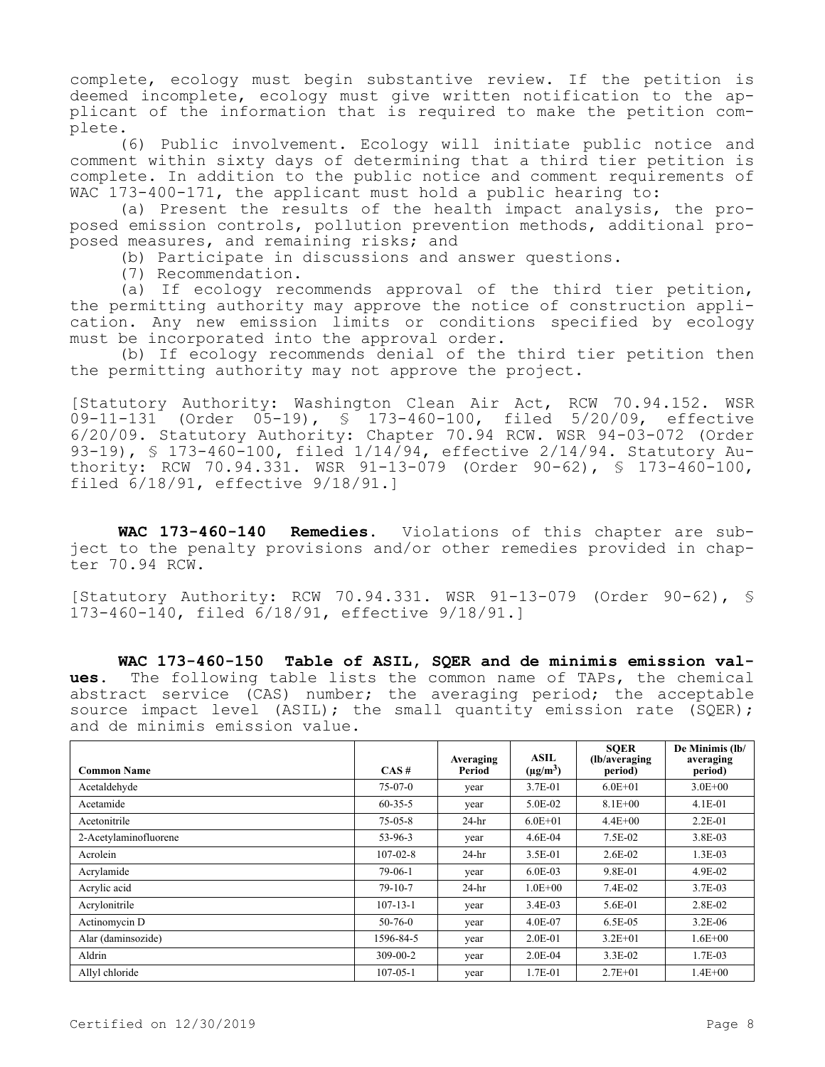complete, ecology must begin substantive review. If the petition is deemed incomplete, ecology must give written notification to the applicant of the information that is required to make the petition complete.

(6) Public involvement. Ecology will initiate public notice and comment within sixty days of determining that a third tier petition is complete. In addition to the public notice and comment requirements of WAC 173-400-171, the applicant must hold a public hearing to:

(a) Present the results of the health impact analysis, the proposed emission controls, pollution prevention methods, additional proposed measures, and remaining risks; and

(b) Participate in discussions and answer questions.

(7) Recommendation.

(a) If ecology recommends approval of the third tier petition, the permitting authority may approve the notice of construction application. Any new emission limits or conditions specified by ecology must be incorporated into the approval order.

(b) If ecology recommends denial of the third tier petition then the permitting authority may not approve the project.

[Statutory Authority: Washington Clean Air Act, RCW 70.94.152. WSR 09-11-131 (Order 05-19), § 173-460-100, filed 5/20/09, effective 6/20/09. Statutory Authority: Chapter 70.94 RCW. WSR 94-03-072 (Order 93-19), § 173-460-100, filed 1/14/94, effective 2/14/94. Statutory Authority: RCW 70.94.331. WSR 91-13-079 (Order 90-62), § 173-460-100, filed 6/18/91, effective 9/18/91.]

**WAC 173-460-140 Remedies.** Violations of this chapter are subject to the penalty provisions and/or other remedies provided in chapter 70.94 RCW.

[Statutory Authority: RCW 70.94.331. WSR 91-13-079 (Order 90-62), § 173-460-140, filed 6/18/91, effective 9/18/91.]

**WAC 173-460-150 Table of ASIL, SQER and de minimis emission values.** The following table lists the common name of TAPs, the chemical abstract service (CAS) number; the averaging period; the acceptable source impact level (ASIL); the small quantity emission rate (SQER); and de minimis emission value.

| Common Name | CAS # | Averaging Period | ASIL ($\mu g/m^3$) | SQER (lb/averaging period) | De Minimis (lb/ averaging period) |
|---|---|---|---|---|---|
| Acetaldehyde | 75-07-0 | year | 3.7E-01 | 6.0E+01 | 3.0E+00 |
| Acetamide | 60-35-5 | year | 5.0E-02 | 8.1E+00 | 4.1E-01 |
| Acetonitrile | 75-05-8 | 24-hr | 6.0E+01 | 4.4E+00 | 2.2E-01 |
| 2-Acetylaminofluorene | 53-96-3 | year | 4.6E-04 | 7.5E-02 | 3.8E-03 |
| Acrolein | 107-02-8 | 24-hr | 3.5E-01 | 2.6E-02 | 1.3E-03 |
| Acrylamide | 79-06-1 | year | 6.0E-03 | 9.8E-01 | 4.9E-02 |
| Acrylic acid | 79-10-7 | 24-hr | 1.0E+00 | 7.4E-02 | 3.7E-03 |
| Acrylonitrile | 107-13-1 | year | 3.4E-03 | 5.6E-01 | 2.8E-02 |
| Actinomycin D | 50-76-0 | year | 4.0E-07 | 6.5E-05 | 3.2E-06 |
| Alar (daminsozide) | 1596-84-5 | year | 2.0E-01 | 3.2E+01 | 1.6E+00 |
| Aldrin | 309-00-2 | year | 2.0E-04 | 3.3E-02 | 1.7E-03 |
| Allyl chloride | 107-05-1 | year | 1.7E-01 | 2.7E+01 | 1.4E+00 |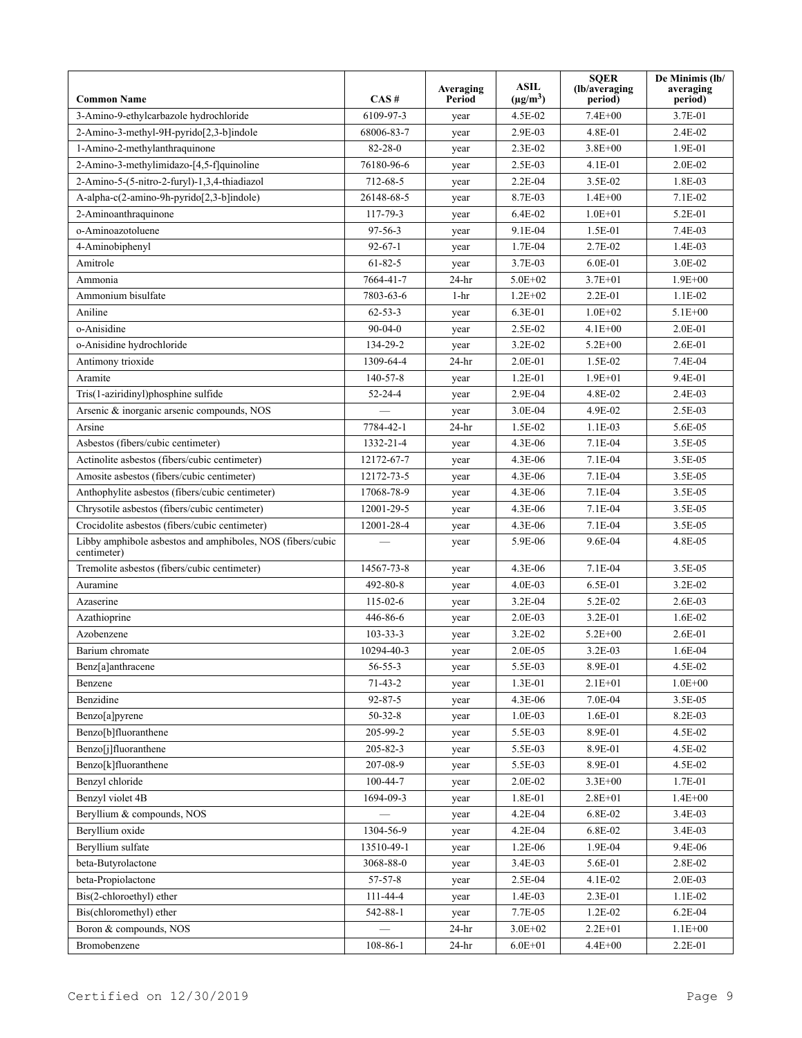| Common Name | CAS # | Averaging Period | ASIL ($\mu g/m^3$) | SQER (lb/averaging period) | De Minimis (lb/ averaging period) |
|---|---|---|---|---|---|
| 3-Amino-9-ethylcarbazole hydrochloride | 6109-97-3 | year | 4.5E-02 | 7.4E+00 | 3.7E-01 |
| 2-Amino-3-methyl-9H-pyrido[2,3-b]indole | 68006-83-7 | year | 2.9E-03 | 4.8E-01 | 2.4E-02 |
| 1-Amino-2-methylanthraquinone | 82-28-0 | year | 2.3E-02 | 3.8E+00 | 1.9E-01 |
| 2-Amino-3-methylimidazo-[4,5-f]quinoline | 76180-96-6 | year | 2.5E-03 | 4.1E-01 | 2.0E-02 |
| 2-Amino-5-(5-nitro-2-furyl)-1,3,4-thiadiazol | 712-68-5 | year | 2.2E-04 | 3.5E-02 | 1.8E-03 |
| A-alpha-c(2-amino-9h-pyrido[2,3-b]indole) | 26148-68-5 | year | 8.7E-03 | 1.4E+00 | 7.1E-02 |
| 2-Aminoanthraquinone | 117-79-3 | year | 6.4E-02 | 1.0E+01 | 5.2E-01 |
| o-Aminoazotoluene | 97-56-3 | year | 9.1E-04 | 1.5E-01 | 7.4E-03 |
| 4-Aminobiphenyl | 92-67-1 | year | 1.7E-04 | 2.7E-02 | 1.4E-03 |
| Amitrole | 61-82-5 | year | 3.7E-03 | 6.0E-01 | 3.0E-02 |
| Ammonia | 7664-41-7 | 24-hr | 5.0E+02 | 3.7E+01 | 1.9E+00 |
| Ammonium bisulfate | 7803-63-6 | 1-hr | 1.2E+02 | 2.2E-01 | 1.1E-02 |
| Aniline | 62-53-3 | year | 6.3E-01 | 1.0E+02 | 5.1E+00 |
| o-Anisidine | 90-04-0 | year | 2.5E-02 | 4.1E+00 | 2.0E-01 |
| o-Anisidine hydrochloride | 134-29-2 | year | 3.2E-02 | 5.2E+00 | 2.6E-01 |
| Antimony trioxide | 1309-64-4 | 24-hr | 2.0E-01 | 1.5E-02 | 7.4E-04 |
| Aramite | 140-57-8 | year | 1.2E-01 | 1.9E+01 | 9.4E-01 |
| Tris(1-aziridinyl)phosphine sulfide | 52-24-4 | year | 2.9E-04 | 4.8E-02 | 2.4E-03 |
| Arsenic & inorganic arsenic compounds, NOS | — | year | 3.0E-04 | 4.9E-02 | 2.5E-03 |
| Arsine | 7784-42-1 | 24-hr | 1.5E-02 | 1.1E-03 | 5.6E-05 |
| Asbestos (fibers/cubic centimeter) | 1332-21-4 | year | 4.3E-06 | 7.1E-04 | 3.5E-05 |
| Actinolite asbestos (fibers/cubic centimeter) | 12172-67-7 | year | 4.3E-06 | 7.1E-04 | 3.5E-05 |
| Amosite asbestos (fibers/cubic centimeter) | 12172-73-5 | year | 4.3E-06 | 7.1E-04 | 3.5E-05 |
| Anthophylite asbestos (fibers/cubic centimeter) | 17068-78-9 | year | 4.3E-06 | 7.1E-04 | 3.5E-05 |
| Chrysotile asbestos (fibers/cubic centimeter) | 12001-29-5 | year | 4.3E-06 | 7.1E-04 | 3.5E-05 |
| Crocidolite asbestos (fibers/cubic centimeter) | 12001-28-4 | year | 4.3E-06 | 7.1E-04 | 3.5E-05 |
| Libby amphibole asbestos and amphiboles, NOS (fibers/cubic centimeter) | — | year | 5.9E-06 | 9.6E-04 | 4.8E-05 |
| Tremolite asbestos (fibers/cubic centimeter) | 14567-73-8 | year | 4.3E-06 | 7.1E-04 | 3.5E-05 |
| Auramine | 492-80-8 | year | 4.0E-03 | 6.5E-01 | 3.2E-02 |
| Azaserine | 115-02-6 | year | 3.2E-04 | 5.2E-02 | 2.6E-03 |
| Azathioprine | 446-86-6 | year | 2.0E-03 | 3.2E-01 | 1.6E-02 |
| Azobenzene | 103-33-3 | year | 3.2E-02 | 5.2E+00 | 2.6E-01 |
| Barium chromate | 10294-40-3 | year | 2.0E-05 | 3.2E-03 | 1.6E-04 |
| Benz[a]anthracene | 56-55-3 | year | 5.5E-03 | 8.9E-01 | 4.5E-02 |
| Benzene | 71-43-2 | year | 1.3E-01 | 2.1E+01 | 1.0E+00 |
| Benzidine | 92-87-5 | year | 4.3E-06 | 7.0E-04 | 3.5E-05 |
| Benzo[a]pyrene | 50-32-8 | year | 1.0E-03 | 1.6E-01 | 8.2E-03 |
| Benzo[b]fluoranthene | 205-99-2 | year | 5.5E-03 | 8.9E-01 | 4.5E-02 |
| Benzo[j]fluoranthene | 205-82-3 | year | 5.5E-03 | 8.9E-01 | 4.5E-02 |
| Benzo[k]fluoranthene | 207-08-9 | year | 5.5E-03 | 8.9E-01 | 4.5E-02 |
| Benzyl chloride | 100-44-7 | year | 2.0E-02 | 3.3E+00 | 1.7E-01 |
| Benzyl violet 4B | 1694-09-3 | year | 1.8E-01 | 2.8E+01 | 1.4E+00 |
| Beryllium & compounds, NOS | — | year | 4.2E-04 | 6.8E-02 | 3.4E-03 |
| Beryllium oxide | 1304-56-9 | year | 4.2E-04 | 6.8E-02 | 3.4E-03 |
| Beryllium sulfate | 13510-49-1 | year | 1.2E-06 | 1.9E-04 | 9.4E-06 |
| beta-Butyrolactone | 3068-88-0 | year | 3.4E-03 | 5.6E-01 | 2.8E-02 |
| beta-Propiolactone | 57-57-8 | year | 2.5E-04 | 4.1E-02 | 2.0E-03 |
| Bis(2-chloroethyl) ether | 111-44-4 | year | 1.4E-03 | 2.3E-01 | 1.1E-02 |
| Bis(chloromethyl) ether | 542-88-1 | year | 7.7E-05 | 1.2E-02 | 6.2E-04 |
| Boron & compounds, NOS | — | 24-hr | 3.0E+02 | 2.2E+01 | 1.1E+00 |
| Bromobenzene | 108-86-1 | 24-hr | 6.0E+01 | 4.4E+00 | 2.2E-01 |

Certified on 12/30/2019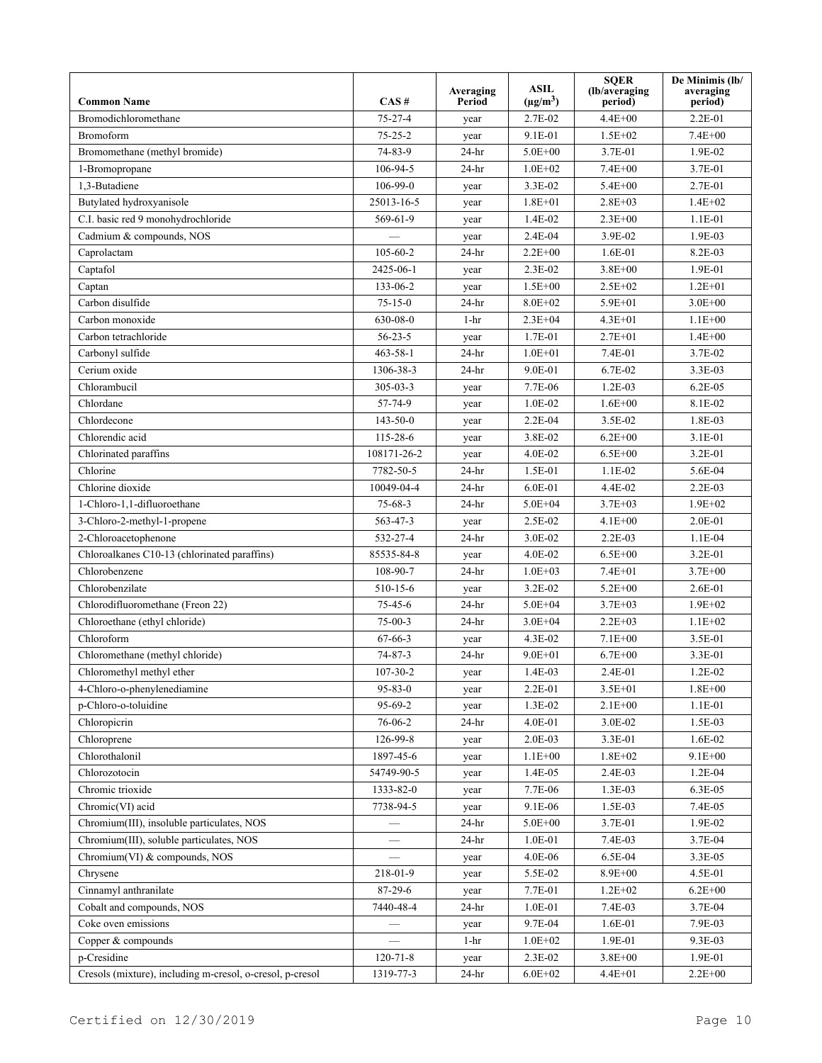| Common Name | CAS # | Averaging Period | ASIL ($\mu g/m^3$) | SQER (lb/averaging period) | De Minimis (lb/ averaging period) |
|---|---|---|---|---|---|
| Bromodichloromethane | 75-27-4 | year | 2.7E-02 | 4.4E+00 | 2.2E-01 |
| Bromoform | 75-25-2 | year | 9.1E-01 | 1.5E+02 | 7.4E+00 |
| Bromomethane (methyl bromide) | 74-83-9 | 24-hr | 5.0E+00 | 3.7E-01 | 1.9E-02 |
| 1-Bromopropane | 106-94-5 | 24-hr | 1.0E+02 | 7.4E+00 | 3.7E-01 |
| 1,3-Butadiene | 106-99-0 | year | 3.3E-02 | 5.4E+00 | 2.7E-01 |
| Butylated hydroxyanisole | 25013-16-5 | year | 1.8E+01 | 2.8E+03 | 1.4E+02 |
| C.I. basic red 9 monohydrochloride | 569-61-9 | year | 1.4E-02 | 2.3E+00 | 1.1E-01 |
| Cadmium & compounds, NOS | — | year | 2.4E-04 | 3.9E-02 | 1.9E-03 |
| Caprolactam | 105-60-2 | 24-hr | 2.2E+00 | 1.6E-01 | 8.2E-03 |
| Captafol | 2425-06-1 | year | 2.3E-02 | 3.8E+00 | 1.9E-01 |
| Captan | 133-06-2 | year | 1.5E+00 | 2.5E+02 | 1.2E+01 |
| Carbon disulfide | 75-15-0 | 24-hr | 8.0E+02 | 5.9E+01 | 3.0E+00 |
| Carbon monoxide | 630-08-0 | 1-hr | 2.3E+04 | 4.3E+01 | 1.1E+00 |
| Carbon tetrachloride | 56-23-5 | year | 1.7E-01 | 2.7E+01 | 1.4E+00 |
| Carbonyl sulfide | 463-58-1 | 24-hr | 1.0E+01 | 7.4E-01 | 3.7E-02 |
| Cerium oxide | 1306-38-3 | 24-hr | 9.0E-01 | 6.7E-02 | 3.3E-03 |
| Chlorambucil | 305-03-3 | year | 7.7E-06 | 1.2E-03 | 6.2E-05 |
| Chlordane | 57-74-9 | year | 1.0E-02 | 1.6E+00 | 8.1E-02 |
| Chlordecone | 143-50-0 | year | 2.2E-04 | 3.5E-02 | 1.8E-03 |
| Chlorendic acid | 115-28-6 | year | 3.8E-02 | 6.2E+00 | 3.1E-01 |
| Chlorinated paraffins | 108171-26-2 | year | 4.0E-02 | 6.5E+00 | 3.2E-01 |
| Chlorine | 7782-50-5 | 24-hr | 1.5E-01 | 1.1E-02 | 5.6E-04 |
| Chlorine dioxide | 10049-04-4 | 24-hr | 6.0E-01 | 4.4E-02 | 2.2E-03 |
| 1-Chloro-1,1-difluoroethane | 75-68-3 | 24-hr | 5.0E+04 | 3.7E+03 | 1.9E+02 |
| 3-Chloro-2-methyl-1-propene | 563-47-3 | year | 2.5E-02 | 4.1E+00 | 2.0E-01 |
| 2-Chloroacetophenone | 532-27-4 | 24-hr | 3.0E-02 | 2.2E-03 | 1.1E-04 |
| Chloroalkanes C10-13 (chlorinated paraffins) | 85535-84-8 | year | 4.0E-02 | 6.5E+00 | 3.2E-01 |
| Chlorobenzene | 108-90-7 | 24-hr | 1.0E+03 | 7.4E+01 | 3.7E+00 |
| Chlorobenzilate | 510-15-6 | year | 3.2E-02 | 5.2E+00 | 2.6E-01 |
| Chlorodifluoromethane (Freon 22) | 75-45-6 | 24-hr | 5.0E+04 | 3.7E+03 | 1.9E+02 |
| Chloroethane (ethyl chloride) | 75-00-3 | 24-hr | 3.0E+04 | 2.2E+03 | 1.1E+02 |
| Chloroform | 67-66-3 | year | 4.3E-02 | 7.1E+00 | 3.5E-01 |
| Chloromethane (methyl chloride) | 74-87-3 | 24-hr | 9.0E+01 | 6.7E+00 | 3.3E-01 |
| Chloromethyl methyl ether | 107-30-2 | year | 1.4E-03 | 2.4E-01 | 1.2E-02 |
| 4-Chloro-o-phenylenediamine | 95-83-0 | year | 2.2E-01 | 3.5E+01 | 1.8E+00 |
| p-Chloro-o-toluidine | 95-69-2 | year | 1.3E-02 | 2.1E+00 | 1.1E-01 |
| Chloropicrin | 76-06-2 | 24-hr | 4.0E-01 | 3.0E-02 | 1.5E-03 |
| Chloroprene | 126-99-8 | year | 2.0E-03 | 3.3E-01 | 1.6E-02 |
| Chlorothalonil | 1897-45-6 | year | 1.1E+00 | 1.8E+02 | 9.1E+00 |
| Chlorozotocin | 54749-90-5 | year | 1.4E-05 | 2.4E-03 | 1.2E-04 |
| Chromic trioxide | 1333-82-0 | year | 7.7E-06 | 1.3E-03 | 6.3E-05 |
| Chromic(VI) acid | 7738-94-5 | year | 9.1E-06 | 1.5E-03 | 7.4E-05 |
| Chromium(III), insoluble particulates, NOS | — | 24-hr | 5.0E+00 | 3.7E-01 | 1.9E-02 |
| Chromium(III), soluble particulates, NOS | — | 24-hr | 1.0E-01 | 7.4E-03 | 3.7E-04 |
| Chromium(VI) & compounds, NOS | — | year | 4.0E-06 | 6.5E-04 | 3.3E-05 |
| Chrysene | 218-01-9 | year | 5.5E-02 | 8.9E+00 | 4.5E-01 |
| Cinnamyl anthranilate | 87-29-6 | year | 7.7E-01 | 1.2E+02 | 6.2E+00 |
| Cobalt and compounds, NOS | 7440-48-4 | 24-hr | 1.0E-01 | 7.4E-03 | 3.7E-04 |
| Coke oven emissions | — | year | 9.7E-04 | 1.6E-01 | 7.9E-03 |
| Copper & compounds | — | 1-hr | 1.0E+02 | 1.9E-01 | 9.3E-03 |
| p-Cresidine | 120-71-8 | year | 2.3E-02 | 3.8E+00 | 1.9E-01 |
| Cresols (mixture), including m-cresol, o-cresol, p-cresol | 1319-77-3 | 24-hr | 6.0E+02 | 4.4E+01 | 2.2E+00 |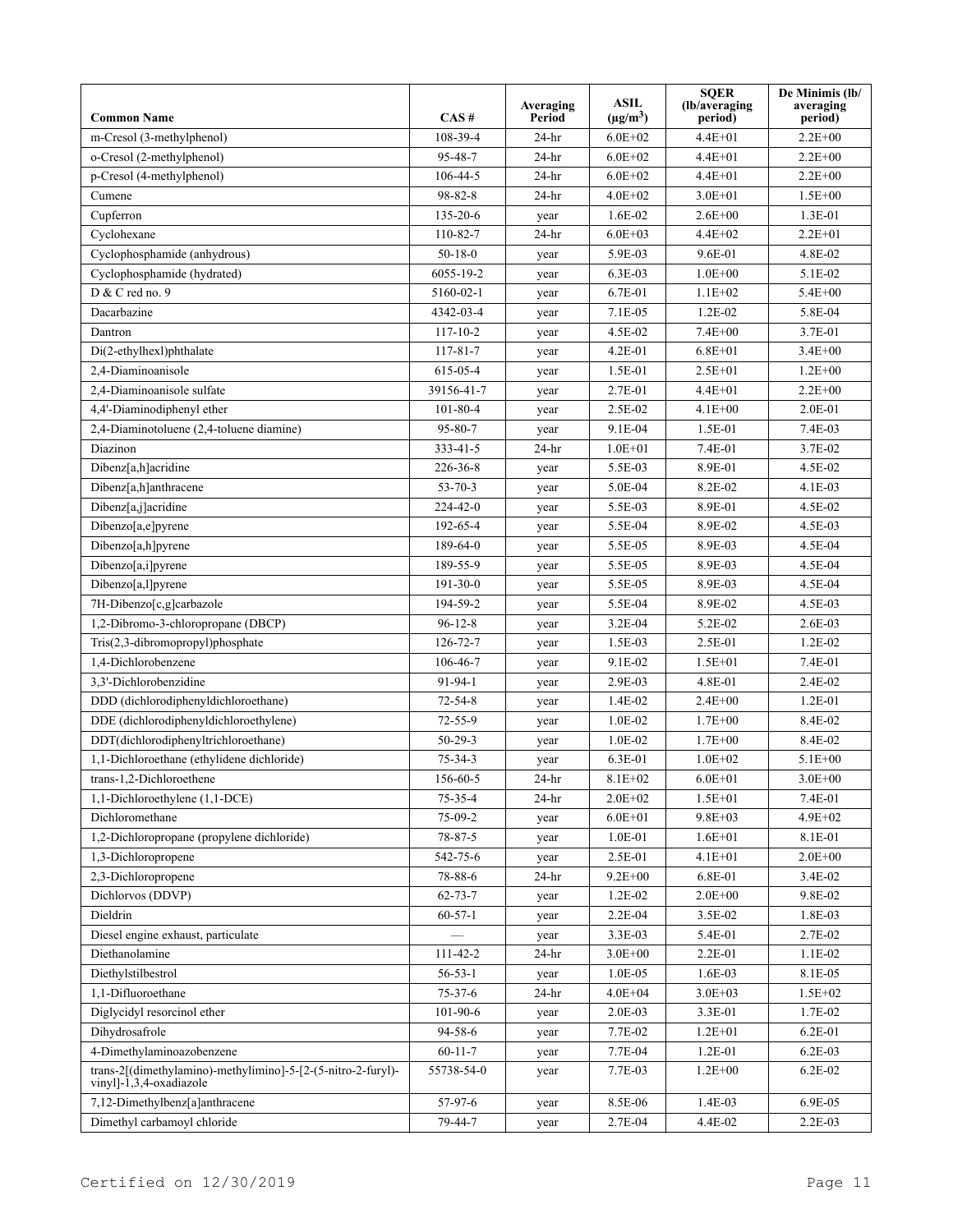| Common Name | CAS # | Averaging Period | ASIL (μg/m$^3$) | SQER (lb/averaging period) | De Minimis (lb/ averaging period) |
|---|---|---|---|---|---|
| m-Cresol (3-methylphenol) | 108-39-4 | 24-hr | 6.0E+02 | 4.4E+01 | 2.2E+00 |
| o-Cresol (2-methylphenol) | 95-48-7 | 24-hr | 6.0E+02 | 4.4E+01 | 2.2E+00 |
| p-Cresol (4-methylphenol) | 106-44-5 | 24-hr | 6.0E+02 | 4.4E+01 | 2.2E+00 |
| Cumene | 98-82-8 | 24-hr | 4.0E+02 | 3.0E+01 | 1.5E+00 |
| Cupferron | 135-20-6 | year | 1.6E-02 | 2.6E+00 | 1.3E-01 |
| Cyclohexane | 110-82-7 | 24-hr | 6.0E+03 | 4.4E+02 | 2.2E+01 |
| Cyclophosphamide (anhydrous) | 50-18-0 | year | 5.9E-03 | 9.6E-01 | 4.8E-02 |
| Cyclophosphamide (hydrated) | 6055-19-2 | year | 6.3E-03 | 1.0E+00 | 5.1E-02 |
| D & C red no. 9 | 5160-02-1 | year | 6.7E-01 | 1.1E+02 | 5.4E+00 |
| Dacarbazine | 4342-03-4 | year | 7.1E-05 | 1.2E-02 | 5.8E-04 |
| Dantron | 117-10-2 | year | 4.5E-02 | 7.4E+00 | 3.7E-01 |
| Di(2-ethylhexl)phthalate | 117-81-7 | year | 4.2E-01 | 6.8E+01 | 3.4E+00 |
| 2,4-Diaminoanisole | 615-05-4 | year | 1.5E-01 | 2.5E+01 | 1.2E+00 |
| 2,4-Diaminoanisole sulfate | 39156-41-7 | year | 2.7E-01 | 4.4E+01 | 2.2E+00 |
| 4,4'-Diaminodiphenyl ether | 101-80-4 | year | 2.5E-02 | 4.1E+00 | 2.0E-01 |
| 2,4-Diaminotoluene (2,4-toluene diamine) | 95-80-7 | year | 9.1E-04 | 1.5E-01 | 7.4E-03 |
| Diazinon | 333-41-5 | 24-hr | 1.0E+01 | 7.4E-01 | 3.7E-02 |
| Dibenz[a,h]acridine | 226-36-8 | year | 5.5E-03 | 8.9E-01 | 4.5E-02 |
| Dibenz[a,h]anthracene | 53-70-3 | year | 5.0E-04 | 8.2E-02 | 4.1E-03 |
| Dibenz[a,j]acridine | 224-42-0 | year | 5.5E-03 | 8.9E-01 | 4.5E-02 |
| Dibenzo[a,e]pyrene | 192-65-4 | year | 5.5E-04 | 8.9E-02 | 4.5E-03 |
| Dibenzo[a,h]pyrene | 189-64-0 | year | 5.5E-05 | 8.9E-03 | 4.5E-04 |
| Dibenzo[a,i]pyrene | 189-55-9 | year | 5.5E-05 | 8.9E-03 | 4.5E-04 |
| Dibenzo[a,l]pyrene | 191-30-0 | year | 5.5E-05 | 8.9E-03 | 4.5E-04 |
| 7H-Dibenzo[c,g]carbazole | 194-59-2 | year | 5.5E-04 | 8.9E-02 | 4.5E-03 |
| 1,2-Dibromo-3-chloropropane (DBCP) | 96-12-8 | year | 3.2E-04 | 5.2E-02 | 2.6E-03 |
| Tris(2,3-dibromopropyl)phosphate | 126-72-7 | year | 1.5E-03 | 2.5E-01 | 1.2E-02 |
| 1,4-Dichlorobenzene | 106-46-7 | year | 9.1E-02 | 1.5E+01 | 7.4E-01 |
| 3,3'-Dichlorobenzidine | 91-94-1 | year | 2.9E-03 | 4.8E-01 | 2.4E-02 |
| DDD (dichlorodiphenyldichloroethane) | 72-54-8 | year | 1.4E-02 | 2.4E+00 | 1.2E-01 |
| DDE (dichlorodiphenyldichloroethylene) | 72-55-9 | year | 1.0E-02 | 1.7E+00 | 8.4E-02 |
| DDT(dichlorodiphenyltrichloroethane) | 50-29-3 | year | 1.0E-02 | 1.7E+00 | 8.4E-02 |
| 1,1-Dichloroethane (ethylidene dichloride) | 75-34-3 | year | 6.3E-01 | 1.0E+02 | 5.1E+00 |
| trans-1,2-Dichloroethene | 156-60-5 | 24-hr | 8.1E+02 | 6.0E+01 | 3.0E+00 |
| 1,1-Dichloroethylene (1,1-DCE) | 75-35-4 | 24-hr | 2.0E+02 | 1.5E+01 | 7.4E-01 |
| Dichloromethane | 75-09-2 | year | 6.0E+01 | 9.8E+03 | 4.9E+02 |
| 1,2-Dichloropropane (propylene dichloride) | 78-87-5 | year | 1.0E-01 | 1.6E+01 | 8.1E-01 |
| 1,3-Dichloropropene | 542-75-6 | year | 2.5E-01 | 4.1E+01 | 2.0E+00 |
| 2,3-Dichloropropene | 78-88-6 | 24-hr | 9.2E+00 | 6.8E-01 | 3.4E-02 |
| Dichlorvos (DDVP) | 62-73-7 | year | 1.2E-02 | 2.0E+00 | 9.8E-02 |
| Dieldrin | 60-57-1 | year | 2.2E-04 | 3.5E-02 | 1.8E-03 |
| Diesel engine exhaust, particulate | — | year | 3.3E-03 | 5.4E-01 | 2.7E-02 |
| Diethanolamine | 111-42-2 | 24-hr | 3.0E+00 | 2.2E-01 | 1.1E-02 |
| Diethylstilbestrol | 56-53-1 | year | 1.0E-05 | 1.6E-03 | 8.1E-05 |
| 1,1-Difluoroethane | 75-37-6 | 24-hr | 4.0E+04 | 3.0E+03 | 1.5E+02 |
| Diglycidyl resorcinol ether | 101-90-6 | year | 2.0E-03 | 3.3E-01 | 1.7E-02 |
| Dihydrosafrole | 94-58-6 | year | 7.7E-02 | 1.2E+01 | 6.2E-01 |
| 4-Dimethylaminoazobenzene | 60-11-7 | year | 7.7E-04 | 1.2E-01 | 6.2E-03 |
| trans-2[(dimethylamino)-methylimino]-5-[2-(5-nitro-2-furyl)-vinyl]-1,3,4-oxadiazole | 55738-54-0 | year | 7.7E-03 | 1.2E+00 | 6.2E-02 |
| 7,12-Dimethylbenz[a]anthracene | 57-97-6 | year | 8.5E-06 | 1.4E-03 | 6.9E-05 |
| Dimethyl carbamoyl chloride | 79-44-7 | year | 2.7E-04 | 4.4E-02 | 2.2E-03 |

Certified on 12/30/2019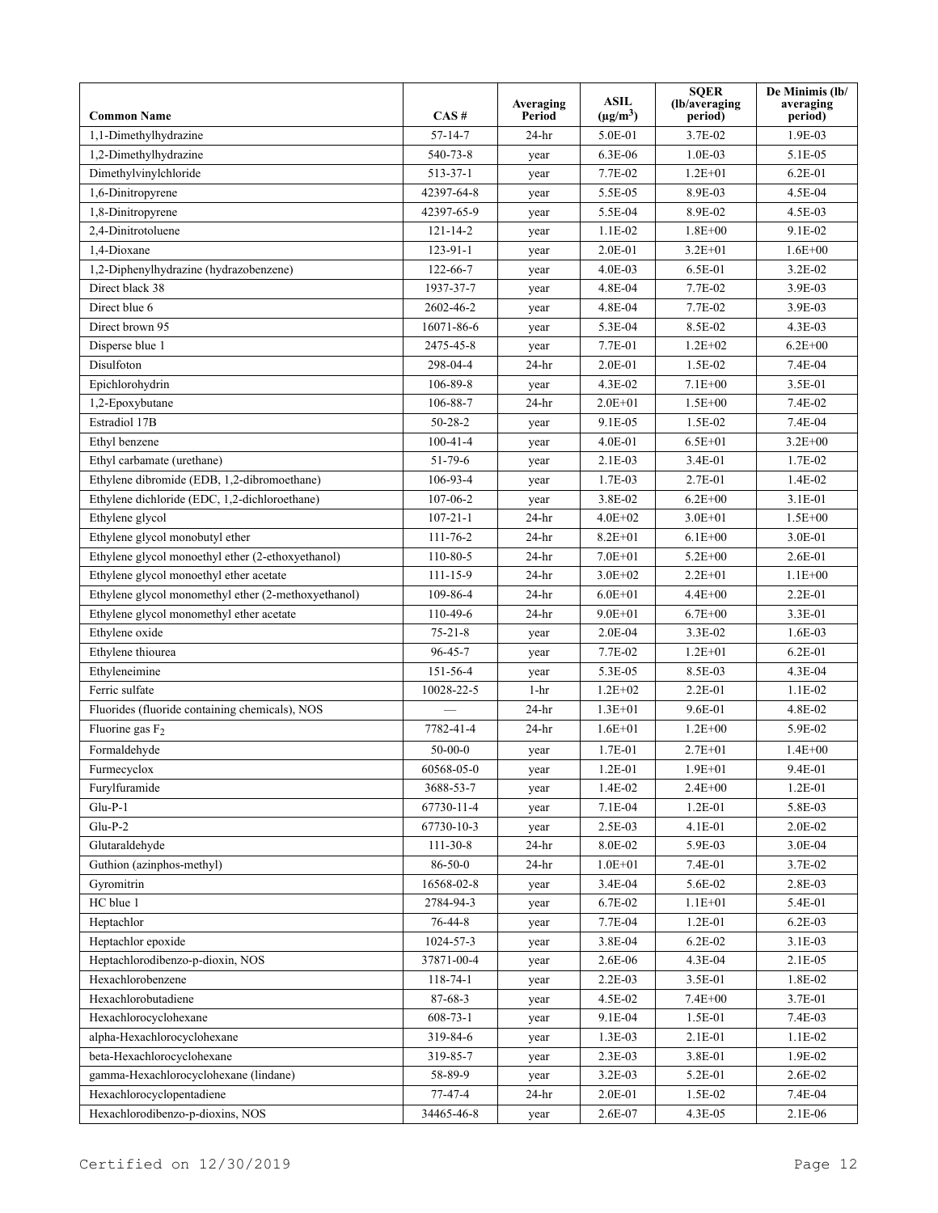| Common Name | CAS # | Averaging Period | ASIL ($\mu g/m^3$) | SQER (lb/averaging period) | De Minimis (lb/ averaging period) |
|---|---|---|---|---|---|
| 1,1-Dimethylhydrazine | 57-14-7 | 24-hr | 5.0E-01 | 3.7E-02 | 1.9E-03 |
| 1,2-Dimethylhydrazine | 540-73-8 | year | 6.3E-06 | 1.0E-03 | 5.1E-05 |
| Dimethylvinylchloride | 513-37-1 | year | 7.7E-02 | 1.2E+01 | 6.2E-01 |
| 1,6-Dinitropyrene | 42397-64-8 | year | 5.5E-05 | 8.9E-03 | 4.5E-04 |
| 1,8-Dinitropyrene | 42397-65-9 | year | 5.5E-04 | 8.9E-02 | 4.5E-03 |
| 2,4-Dinitrotoluene | 121-14-2 | year | 1.1E-02 | 1.8E+00 | 9.1E-02 |
| 1,4-Dioxane | 123-91-1 | year | 2.0E-01 | 3.2E+01 | 1.6E+00 |
| 1,2-Diphenylhydrazine (hydrazobenzene) | 122-66-7 | year | 4.0E-03 | 6.5E-01 | 3.2E-02 |
| Direct black 38 | 1937-37-7 | year | 4.8E-04 | 7.7E-02 | 3.9E-03 |
| Direct blue 6 | 2602-46-2 | year | 4.8E-04 | 7.7E-02 | 3.9E-03 |
| Direct brown 95 | 16071-86-6 | year | 5.3E-04 | 8.5E-02 | 4.3E-03 |
| Disperse blue 1 | 2475-45-8 | year | 7.7E-01 | 1.2E+02 | 6.2E+00 |
| Disulfoton | 298-04-4 | 24-hr | 2.0E-01 | 1.5E-02 | 7.4E-04 |
| Epichlorohydrin | 106-89-8 | year | 4.3E-02 | 7.1E+00 | 3.5E-01 |
| 1,2-Epoxybutane | 106-88-7 | 24-hr | 2.0E+01 | 1.5E+00 | 7.4E-02 |
| Estradiol 17B | 50-28-2 | year | 9.1E-05 | 1.5E-02 | 7.4E-04 |
| Ethyl benzene | 100-41-4 | year | 4.0E-01 | 6.5E+01 | 3.2E+00 |
| Ethyl carbamate (urethane) | 51-79-6 | year | 2.1E-03 | 3.4E-01 | 1.7E-02 |
| Ethylene dibromide (EDB, 1,2-dibromoethane) | 106-93-4 | year | 1.7E-03 | 2.7E-01 | 1.4E-02 |
| Ethylene dichloride (EDC, 1,2-dichloroethane) | 107-06-2 | year | 3.8E-02 | 6.2E+00 | 3.1E-01 |
| Ethylene glycol | 107-21-1 | 24-hr | 4.0E+02 | 3.0E+01 | 1.5E+00 |
| Ethylene glycol monobutyl ether | 111-76-2 | 24-hr | 8.2E+01 | 6.1E+00 | 3.0E-01 |
| Ethylene glycol monoethyl ether (2-ethoxyethanol) | 110-80-5 | 24-hr | 7.0E+01 | 5.2E+00 | 2.6E-01 |
| Ethylene glycol monoethyl ether acetate | 111-15-9 | 24-hr | 3.0E+02 | 2.2E+01 | 1.1E+00 |
| Ethylene glycol monomethyl ether (2-methoxyethanol) | 109-86-4 | 24-hr | 6.0E+01 | 4.4E+00 | 2.2E-01 |
| Ethylene glycol monomethyl ether acetate | 110-49-6 | 24-hr | 9.0E+01 | 6.7E+00 | 3.3E-01 |
| Ethylene oxide | 75-21-8 | year | 2.0E-04 | 3.3E-02 | 1.6E-03 |
| Ethylene thiourea | 96-45-7 | year | 7.7E-02 | 1.2E+01 | 6.2E-01 |
| Ethyleneimine | 151-56-4 | year | 5.3E-05 | 8.5E-03 | 4.3E-04 |
| Ferric sulfate | 10028-22-5 | 1-hr | 1.2E+02 | 2.2E-01 | 1.1E-02 |
| Fluorides (fluoride containing chemicals), NOS | — | 24-hr | 1.3E+01 | 9.6E-01 | 4.8E-02 |
| Fluorine gas $F_2$ | 7782-41-4 | 24-hr | 1.6E+01 | 1.2E+00 | 5.9E-02 |
| Formaldehyde | 50-00-0 | year | 1.7E-01 | 2.7E+01 | 1.4E+00 |
| Furmecyclox | 60568-05-0 | year | 1.2E-01 | 1.9E+01 | 9.4E-01 |
| Furylfuramide | 3688-53-7 | year | 1.4E-02 | 2.4E+00 | 1.2E-01 |
| Glu-P-1 | 67730-11-4 | year | 7.1E-04 | 1.2E-01 | 5.8E-03 |
| Glu-P-2 | 67730-10-3 | year | 2.5E-03 | 4.1E-01 | 2.0E-02 |
| Glutaraldehyde | 111-30-8 | 24-hr | 8.0E-02 | 5.9E-03 | 3.0E-04 |
| Guthion (azinphos-methyl) | 86-50-0 | 24-hr | 1.0E+01 | 7.4E-01 | 3.7E-02 |
| Gyromitrin | 16568-02-8 | year | 3.4E-04 | 5.6E-02 | 2.8E-03 |
| HC blue 1 | 2784-94-3 | year | 6.7E-02 | 1.1E+01 | 5.4E-01 |
| Heptachlor | 76-44-8 | year | 7.7E-04 | 1.2E-01 | 6.2E-03 |
| Heptachlor epoxide | 1024-57-3 | year | 3.8E-04 | 6.2E-02 | 3.1E-03 |
| Heptachlorodibenzo-p-dioxin, NOS | 37871-00-4 | year | 2.6E-06 | 4.3E-04 | 2.1E-05 |
| Hexachlorobenzene | 118-74-1 | year | 2.2E-03 | 3.5E-01 | 1.8E-02 |
| Hexachlorobutadiene | 87-68-3 | year | 4.5E-02 | 7.4E+00 | 3.7E-01 |
| Hexachlorocyclohexane | 608-73-1 | year | 9.1E-04 | 1.5E-01 | 7.4E-03 |
| alpha-Hexachlorocyclohexane | 319-84-6 | year | 1.3E-03 | 2.1E-01 | 1.1E-02 |
| beta-Hexachlorocyclohexane | 319-85-7 | year | 2.3E-03 | 3.8E-01 | 1.9E-02 |
| gamma-Hexachlorocyclohexane (lindane) | 58-89-9 | year | 3.2E-03 | 5.2E-01 | 2.6E-02 |
| Hexachlorocyclopentadiene | 77-47-4 | 24-hr | 2.0E-01 | 1.5E-02 | 7.4E-04 |
| Hexachlorodibenzo-p-dioxins, NOS | 34465-46-8 | year | 2.6E-07 | 4.3E-05 | 2.1E-06 |

Certified on 12/30/2019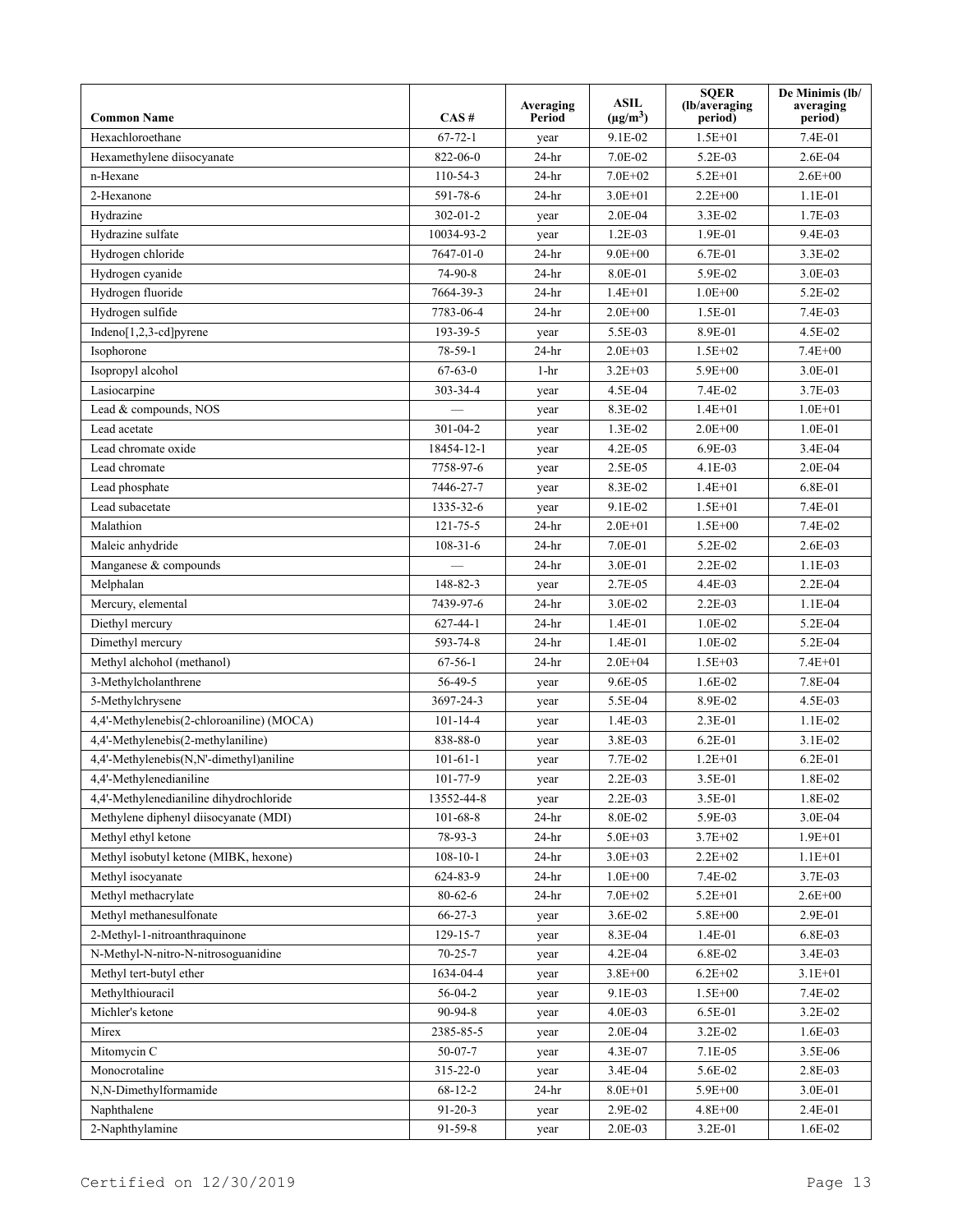| Common Name | CAS # | Averaging Period | ASIL ($\mu g/m^3$) | SQER (lb/averaging period) | De Minimis (lb/ averaging period) |
|---|---|---|---|---|---|
| Hexachloroethane | 67-72-1 | year | 9.1E-02 | 1.5E+01 | 7.4E-01 |
| Hexamethylene diisocyanate | 822-06-0 | 24-hr | 7.0E-02 | 5.2E-03 | 2.6E-04 |
| n-Hexane | 110-54-3 | 24-hr | 7.0E+02 | 5.2E+01 | 2.6E+00 |
| 2-Hexanone | 591-78-6 | 24-hr | 3.0E+01 | 2.2E+00 | 1.1E-01 |
| Hydrazine | 302-01-2 | year | 2.0E-04 | 3.3E-02 | 1.7E-03 |
| Hydrazine sulfate | 10034-93-2 | year | 1.2E-03 | 1.9E-01 | 9.4E-03 |
| Hydrogen chloride | 7647-01-0 | 24-hr | 9.0E+00 | 6.7E-01 | 3.3E-02 |
| Hydrogen cyanide | 74-90-8 | 24-hr | 8.0E-01 | 5.9E-02 | 3.0E-03 |
| Hydrogen fluoride | 7664-39-3 | 24-hr | 1.4E+01 | 1.0E+00 | 5.2E-02 |
| Hydrogen sulfide | 7783-06-4 | 24-hr | 2.0E+00 | 1.5E-01 | 7.4E-03 |
| Indeno[1,2,3-cd]pyrene | 193-39-5 | year | 5.5E-03 | 8.9E-01 | 4.5E-02 |
| Isophorone | 78-59-1 | 24-hr | 2.0E+03 | 1.5E+02 | 7.4E+00 |
| Isopropyl alcohol | 67-63-0 | 1-hr | 3.2E+03 | 5.9E+00 | 3.0E-01 |
| Lasiocarpine | 303-34-4 | year | 4.5E-04 | 7.4E-02 | 3.7E-03 |
| Lead & compounds, NOS | — | year | 8.3E-02 | 1.4E+01 | 1.0E+01 |
| Lead acetate | 301-04-2 | year | 1.3E-02 | 2.0E+00 | 1.0E-01 |
| Lead chromate oxide | 18454-12-1 | year | 4.2E-05 | 6.9E-03 | 3.4E-04 |
| Lead chromate | 7758-97-6 | year | 2.5E-05 | 4.1E-03 | 2.0E-04 |
| Lead phosphate | 7446-27-7 | year | 8.3E-02 | 1.4E+01 | 6.8E-01 |
| Lead subacetate | 1335-32-6 | year | 9.1E-02 | 1.5E+01 | 7.4E-01 |
| Malathion | 121-75-5 | 24-hr | 2.0E+01 | 1.5E+00 | 7.4E-02 |
| Maleic anhydride | 108-31-6 | 24-hr | 7.0E-01 | 5.2E-02 | 2.6E-03 |
| Manganese & compounds | — | 24-hr | 3.0E-01 | 2.2E-02 | 1.1E-03 |
| Melphalan | 148-82-3 | year | 2.7E-05 | 4.4E-03 | 2.2E-04 |
| Mercury, elemental | 7439-97-6 | 24-hr | 3.0E-02 | 2.2E-03 | 1.1E-04 |
| Diethyl mercury | 627-44-1 | 24-hr | 1.4E-01 | 1.0E-02 | 5.2E-04 |
| Dimethyl mercury | 593-74-8 | 24-hr | 1.4E-01 | 1.0E-02 | 5.2E-04 |
| Methyl alchohol (methanol) | 67-56-1 | 24-hr | 2.0E+04 | 1.5E+03 | 7.4E+01 |
| 3-Methylcholanthrene | 56-49-5 | year | 9.6E-05 | 1.6E-02 | 7.8E-04 |
| 5-Methylchrysene | 3697-24-3 | year | 5.5E-04 | 8.9E-02 | 4.5E-03 |
| 4,4'-Methylenebis(2-chloroaniline) (MOCA) | 101-14-4 | year | 1.4E-03 | 2.3E-01 | 1.1E-02 |
| 4,4'-Methylenebis(2-methylaniline) | 838-88-0 | year | 3.8E-03 | 6.2E-01 | 3.1E-02 |
| 4,4'-Methylenebis(N,N'-dimethyl)aniline | 101-61-1 | year | 7.7E-02 | 1.2E+01 | 6.2E-01 |
| 4,4'-Methylenedianiline | 101-77-9 | year | 2.2E-03 | 3.5E-01 | 1.8E-02 |
| 4,4'-Methylenedianiline dihydrochloride | 13552-44-8 | year | 2.2E-03 | 3.5E-01 | 1.8E-02 |
| Methylene diphenyl diisocyanate (MDI) | 101-68-8 | 24-hr | 8.0E-02 | 5.9E-03 | 3.0E-04 |
| Methyl ethyl ketone | 78-93-3 | 24-hr | 5.0E+03 | 3.7E+02 | 1.9E+01 |
| Methyl isobutyl ketone (MIBK, hexone) | 108-10-1 | 24-hr | 3.0E+03 | 2.2E+02 | 1.1E+01 |
| Methyl isocyanate | 624-83-9 | 24-hr | 1.0E+00 | 7.4E-02 | 3.7E-03 |
| Methyl methacrylate | 80-62-6 | 24-hr | 7.0E+02 | 5.2E+01 | 2.6E+00 |
| Methyl methanesulfonate | 66-27-3 | year | 3.6E-02 | 5.8E+00 | 2.9E-01 |
| 2-Methyl-1-nitroanthraquinone | 129-15-7 | year | 8.3E-04 | 1.4E-01 | 6.8E-03 |
| N-Methyl-N-nitro-N-nitrosoguanidine | 70-25-7 | year | 4.2E-04 | 6.8E-02 | 3.4E-03 |
| Methyl tert-butyl ether | 1634-04-4 | year | 3.8E+00 | 6.2E+02 | 3.1E+01 |
| Methylthiouracil | 56-04-2 | year | 9.1E-03 | 1.5E+00 | 7.4E-02 |
| Michler's ketone | 90-94-8 | year | 4.0E-03 | 6.5E-01 | 3.2E-02 |
| Mirex | 2385-85-5 | year | 2.0E-04 | 3.2E-02 | 1.6E-03 |
| Mitomycin C | 50-07-7 | year | 4.3E-07 | 7.1E-05 | 3.5E-06 |
| Monocrotaline | 315-22-0 | year | 3.4E-04 | 5.6E-02 | 2.8E-03 |
| N,N-Dimethylformamide | 68-12-2 | 24-hr | 8.0E+01 | 5.9E+00 | 3.0E-01 |
| Naphthalene | 91-20-3 | year | 2.9E-02 | 4.8E+00 | 2.4E-01 |
| 2-Naphthylamine | 91-59-8 | year | 2.0E-03 | 3.2E-01 | 1.6E-02 |

Certified on 12/30/2019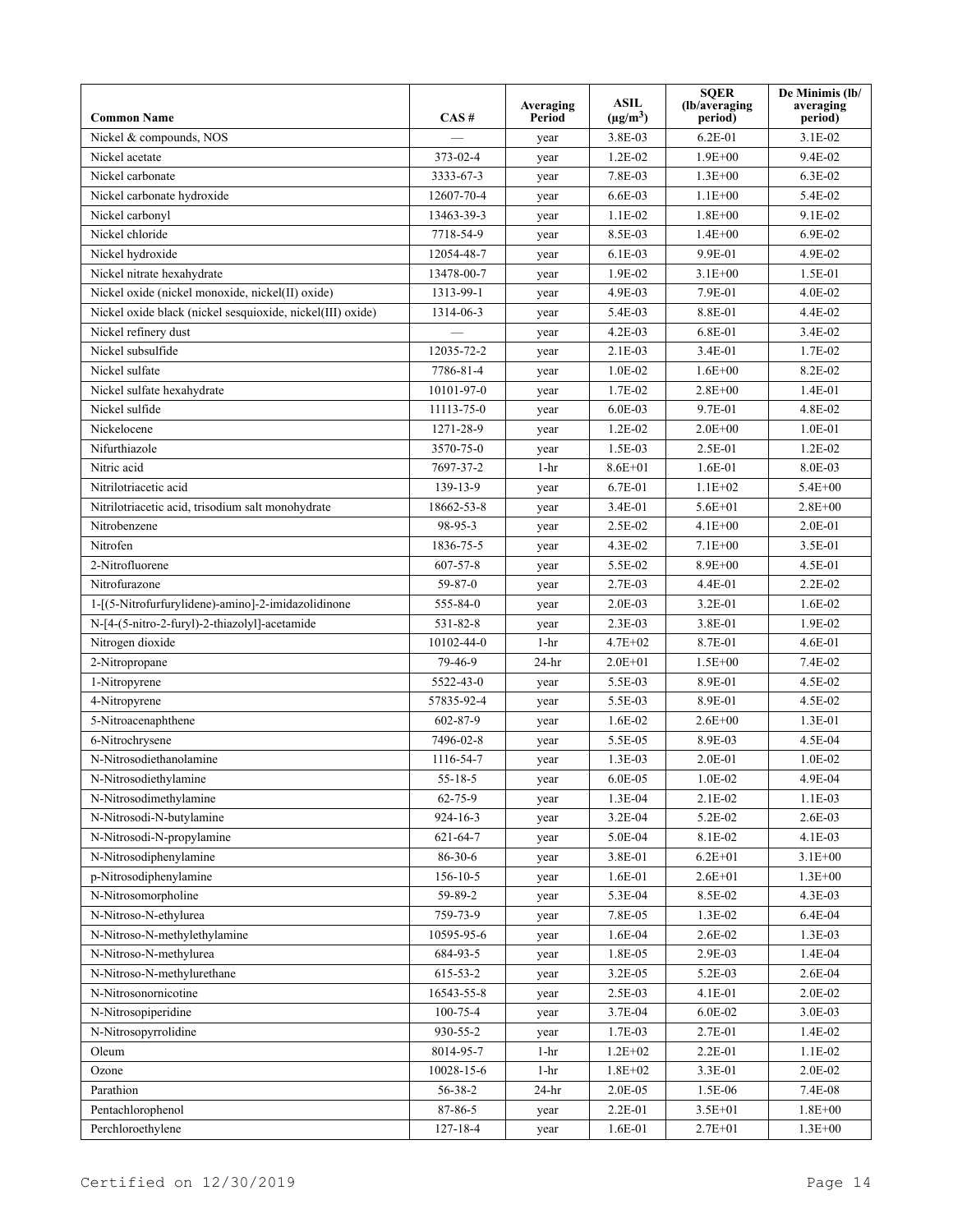| Common Name | CAS # | Averaging Period | ASIL ($\mu g/m^3$) | SQER (lb/averaging period) | De Minimis (lb/ averaging period) |
|---|---|---|---|---|---|
| Nickel & compounds, NOS | — | year | 3.8E-03 | 6.2E-01 | 3.1E-02 |
| Nickel acetate | 373-02-4 | year | 1.2E-02 | 1.9E+00 | 9.4E-02 |
| Nickel carbonate | 3333-67-3 | year | 7.8E-03 | 1.3E+00 | 6.3E-02 |
| Nickel carbonate hydroxide | 12607-70-4 | year | 6.6E-03 | 1.1E+00 | 5.4E-02 |
| Nickel carbonyl | 13463-39-3 | year | 1.1E-02 | 1.8E+00 | 9.1E-02 |
| Nickel chloride | 7718-54-9 | year | 8.5E-03 | 1.4E+00 | 6.9E-02 |
| Nickel hydroxide | 12054-48-7 | year | 6.1E-03 | 9.9E-01 | 4.9E-02 |
| Nickel nitrate hexahydrate | 13478-00-7 | year | 1.9E-02 | 3.1E+00 | 1.5E-01 |
| Nickel oxide (nickel monoxide, nickel(II) oxide) | 1313-99-1 | year | 4.9E-03 | 7.9E-01 | 4.0E-02 |
| Nickel oxide black (nickel sesquioxide, nickel(III) oxide) | 1314-06-3 | year | 5.4E-03 | 8.8E-01 | 4.4E-02 |
| Nickel refinery dust | — | year | 4.2E-03 | 6.8E-01 | 3.4E-02 |
| Nickel subsulfide | 12035-72-2 | year | 2.1E-03 | 3.4E-01 | 1.7E-02 |
| Nickel sulfate | 7786-81-4 | year | 1.0E-02 | 1.6E+00 | 8.2E-02 |
| Nickel sulfate hexahydrate | 10101-97-0 | year | 1.7E-02 | 2.8E+00 | 1.4E-01 |
| Nickel sulfide | 11113-75-0 | year | 6.0E-03 | 9.7E-01 | 4.8E-02 |
| Nickelocene | 1271-28-9 | year | 1.2E-02 | 2.0E+00 | 1.0E-01 |
| Nifurthiazole | 3570-75-0 | year | 1.5E-03 | 2.5E-01 | 1.2E-02 |
| Nitric acid | 7697-37-2 | 1-hr | 8.6E+01 | 1.6E-01 | 8.0E-03 |
| Nitrilotriacetic acid | 139-13-9 | year | 6.7E-01 | 1.1E+02 | 5.4E+00 |
| Nitrilotriacetic acid, trisodium salt monohydrate | 18662-53-8 | year | 3.4E-01 | 5.6E+01 | 2.8E+00 |
| Nitrobenzene | 98-95-3 | year | 2.5E-02 | 4.1E+00 | 2.0E-01 |
| Nitrofen | 1836-75-5 | year | 4.3E-02 | 7.1E+00 | 3.5E-01 |
| 2-Nitrofluorene | 607-57-8 | year | 5.5E-02 | 8.9E+00 | 4.5E-01 |
| Nitrofurazone | 59-87-0 | year | 2.7E-03 | 4.4E-01 | 2.2E-02 |
| 1-[(5-Nitrofurfurylidene)-amino]-2-imidazolidinone | 555-84-0 | year | 2.0E-03 | 3.2E-01 | 1.6E-02 |
| N-[4-(5-nitro-2-furyl)-2-thiazolyl]-acetamide | 531-82-8 | year | 2.3E-03 | 3.8E-01 | 1.9E-02 |
| Nitrogen dioxide | 10102-44-0 | 1-hr | 4.7E+02 | 8.7E-01 | 4.6E-01 |
| 2-Nitropropane | 79-46-9 | 24-hr | 2.0E+01 | 1.5E+00 | 7.4E-02 |
| 1-Nitropyrene | 5522-43-0 | year | 5.5E-03 | 8.9E-01 | 4.5E-02 |
| 4-Nitropyrene | 57835-92-4 | year | 5.5E-03 | 8.9E-01 | 4.5E-02 |
| 5-Nitroacenaphthene | 602-87-9 | year | 1.6E-02 | 2.6E+00 | 1.3E-01 |
| 6-Nitrochrysene | 7496-02-8 | year | 5.5E-05 | 8.9E-03 | 4.5E-04 |
| N-Nitrosodiethanolamine | 1116-54-7 | year | 1.3E-03 | 2.0E-01 | 1.0E-02 |
| N-Nitrosodiethylamine | 55-18-5 | year | 6.0E-05 | 1.0E-02 | 4.9E-04 |
| N-Nitrosodimethylamine | 62-75-9 | year | 1.3E-04 | 2.1E-02 | 1.1E-03 |
| N-Nitrosodi-N-butylamine | 924-16-3 | year | 3.2E-04 | 5.2E-02 | 2.6E-03 |
| N-Nitrosodi-N-propylamine | 621-64-7 | year | 5.0E-04 | 8.1E-02 | 4.1E-03 |
| N-Nitrosodiphenylamine | 86-30-6 | year | 3.8E-01 | 6.2E+01 | 3.1E+00 |
| p-Nitrosodiphenylamine | 156-10-5 | year | 1.6E-01 | 2.6E+01 | 1.3E+00 |
| N-Nitrosomorpholine | 59-89-2 | year | 5.3E-04 | 8.5E-02 | 4.3E-03 |
| N-Nitroso-N-ethylurea | 759-73-9 | year | 7.8E-05 | 1.3E-02 | 6.4E-04 |
| N-Nitroso-N-methylethylamine | 10595-95-6 | year | 1.6E-04 | 2.6E-02 | 1.3E-03 |
| N-Nitroso-N-methylurea | 684-93-5 | year | 1.8E-05 | 2.9E-03 | 1.4E-04 |
| N-Nitroso-N-methylurethane | 615-53-2 | year | 3.2E-05 | 5.2E-03 | 2.6E-04 |
| N-Nitrosonornicotine | 16543-55-8 | year | 2.5E-03 | 4.1E-01 | 2.0E-02 |
| N-Nitrosopiperidine | 100-75-4 | year | 3.7E-04 | 6.0E-02 | 3.0E-03 |
| N-Nitrosopyrrolidine | 930-55-2 | year | 1.7E-03 | 2.7E-01 | 1.4E-02 |
| Oleum | 8014-95-7 | 1-hr | 1.2E+02 | 2.2E-01 | 1.1E-02 |
| Ozone | 10028-15-6 | 1-hr | 1.8E+02 | 3.3E-01 | 2.0E-02 |
| Parathion | 56-38-2 | 24-hr | 2.0E-05 | 1.5E-06 | 7.4E-08 |
| Pentachlorophenol | 87-86-5 | year | 2.2E-01 | 3.5E+01 | 1.8E+00 |
| Perchloroethylene | 127-18-4 | year | 1.6E-01 | 2.7E+01 | 1.3E+00 |

Certified on 12/30/2019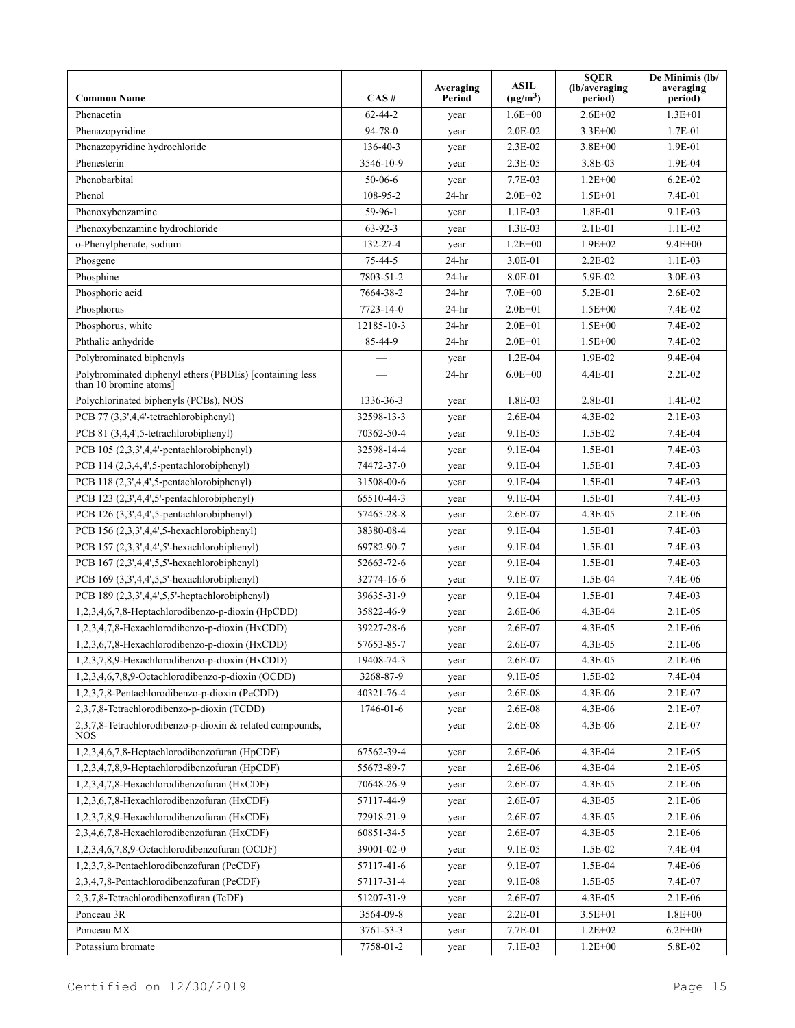| Common Name | CAS # | Averaging Period | ASIL ($\mu g/m^3$) | SQER (lb/averaging period) | De Minimis (lb/ averaging period) |
|---|---|---|---|---|---|
| Phenacetin | 62-44-2 | year | 1.6E+00 | 2.6E+02 | 1.3E+01 |
| Phenazopyridine | 94-78-0 | year | 2.0E-02 | 3.3E+00 | 1.7E-01 |
| Phenazopyridine hydrochloride | 136-40-3 | year | 2.3E-02 | 3.8E+00 | 1.9E-01 |
| Phenesterin | 3546-10-9 | year | 2.3E-05 | 3.8E-03 | 1.9E-04 |
| Phenobarbital | 50-06-6 | year | 7.7E-03 | 1.2E+00 | 6.2E-02 |
| Phenol | 108-95-2 | 24-hr | 2.0E+02 | 1.5E+01 | 7.4E-01 |
| Phenoxybenzamine | 59-96-1 | year | 1.1E-03 | 1.8E-01 | 9.1E-03 |
| Phenoxybenzamine hydrochloride | 63-92-3 | year | 1.3E-03 | 2.1E-01 | 1.1E-02 |
| o-Phenylphenate, sodium | 132-27-4 | year | 1.2E+00 | 1.9E+02 | 9.4E+00 |
| Phosgene | 75-44-5 | 24-hr | 3.0E-01 | 2.2E-02 | 1.1E-03 |
| Phosphine | 7803-51-2 | 24-hr | 8.0E-01 | 5.9E-02 | 3.0E-03 |
| Phosphoric acid | 7664-38-2 | 24-hr | 7.0E+00 | 5.2E-01 | 2.6E-02 |
| Phosphorus | 7723-14-0 | 24-hr | 2.0E+01 | 1.5E+00 | 7.4E-02 |
| Phosphorus, white | 12185-10-3 | 24-hr | 2.0E+01 | 1.5E+00 | 7.4E-02 |
| Phthalic anhydride | 85-44-9 | 24-hr | 2.0E+01 | 1.5E+00 | 7.4E-02 |
| Polybrominated biphenyls | — | year | 1.2E-04 | 1.9E-02 | 9.4E-04 |
| Polybrominated diphenyl ethers (PBDEs) [containing less than 10 bromine atoms] | — | 24-hr | 6.0E+00 | 4.4E-01 | 2.2E-02 |
| Polychlorinated biphenyls (PCBs), NOS | 1336-36-3 | year | 1.8E-03 | 2.8E-01 | 1.4E-02 |
| PCB 77 (3,3',4,4'-tetrachlorobiphenyl) | 32598-13-3 | year | 2.6E-04 | 4.3E-02 | 2.1E-03 |
| PCB 81 (3,4,4',5-tetrachlorobiphenyl) | 70362-50-4 | year | 9.1E-05 | 1.5E-02 | 7.4E-04 |
| PCB 105 (2,3,3',4,4'-pentachlorobiphenyl) | 32598-14-4 | year | 9.1E-04 | 1.5E-01 | 7.4E-03 |
| PCB 114 (2,3,4,4',5-pentachlorobiphenyl) | 74472-37-0 | year | 9.1E-04 | 1.5E-01 | 7.4E-03 |
| PCB 118 (2,3',4,4',5-pentachlorobiphenyl) | 31508-00-6 | year | 9.1E-04 | 1.5E-01 | 7.4E-03 |
| PCB 123 (2,3',4,4',5'-pentachlorobiphenyl) | 65510-44-3 | year | 9.1E-04 | 1.5E-01 | 7.4E-03 |
| PCB 126 (3,3',4,4',5-pentachlorobiphenyl) | 57465-28-8 | year | 2.6E-07 | 4.3E-05 | 2.1E-06 |
| PCB 156 (2,3,3',4,4',5-hexachlorobiphenyl) | 38380-08-4 | year | 9.1E-04 | 1.5E-01 | 7.4E-03 |
| PCB 157 (2,3,3',4,4',5'-hexachlorobiphenyl) | 69782-90-7 | year | 9.1E-04 | 1.5E-01 | 7.4E-03 |
| PCB 167 (2,3',4,4',5,5'-hexachlorobiphenyl) | 52663-72-6 | year | 9.1E-04 | 1.5E-01 | 7.4E-03 |
| PCB 169 (3,3',4,4',5,5'-hexachlorobiphenyl) | 32774-16-6 | year | 9.1E-07 | 1.5E-04 | 7.4E-06 |
| PCB 189 (2,3,3',4,4',5,5'-heptachlorobiphenyl) | 39635-31-9 | year | 9.1E-04 | 1.5E-01 | 7.4E-03 |
| 1,2,3,4,6,7,8-Heptachlorodibenzo-p-dioxin (HpCDD) | 35822-46-9 | year | 2.6E-06 | 4.3E-04 | 2.1E-05 |
| 1,2,3,4,7,8-Hexachlorodibenzo-p-dioxin (HxCDD) | 39227-28-6 | year | 2.6E-07 | 4.3E-05 | 2.1E-06 |
| 1,2,3,6,7,8-Hexachlorodibenzo-p-dioxin (HxCDD) | 57653-85-7 | year | 2.6E-07 | 4.3E-05 | 2.1E-06 |
| 1,2,3,7,8,9-Hexachlorodibenzo-p-dioxin (HxCDD) | 19408-74-3 | year | 2.6E-07 | 4.3E-05 | 2.1E-06 |
| 1,2,3,4,6,7,8,9-Octachlorodibenzo-p-dioxin (OCDD) | 3268-87-9 | year | 9.1E-05 | 1.5E-02 | 7.4E-04 |
| 1,2,3,7,8-Pentachlorodibenzo-p-dioxin (PeCDD) | 40321-76-4 | year | 2.6E-08 | 4.3E-06 | 2.1E-07 |
| 2,3,7,8-Tetrachlorodibenzo-p-dioxin (TCDD) | 1746-01-6 | year | 2.6E-08 | 4.3E-06 | 2.1E-07 |
| 2,3,7,8-Tetrachlorodibenzo-p-dioxin & related compounds, NOS | — | year | 2.6E-08 | 4.3E-06 | 2.1E-07 |
| 1,2,3,4,6,7,8-Heptachlorodibenzofuran (HpCDF) | 67562-39-4 | year | 2.6E-06 | 4.3E-04 | 2.1E-05 |
| 1,2,3,4,7,8,9-Heptachlorodibenzofuran (HpCDF) | 55673-89-7 | year | 2.6E-06 | 4.3E-04 | 2.1E-05 |
| 1,2,3,4,7,8-Hexachlorodibenzofuran (HxCDF) | 70648-26-9 | year | 2.6E-07 | 4.3E-05 | 2.1E-06 |
| 1,2,3,6,7,8-Hexachlorodibenzofuran (HxCDF) | 57117-44-9 | year | 2.6E-07 | 4.3E-05 | 2.1E-06 |
| 1,2,3,7,8,9-Hexachlorodibenzofuran (HxCDF) | 72918-21-9 | year | 2.6E-07 | 4.3E-05 | 2.1E-06 |
| 2,3,4,6,7,8-Hexachlorodibenzofuran (HxCDF) | 60851-34-5 | year | 2.6E-07 | 4.3E-05 | 2.1E-06 |
| 1,2,3,4,6,7,8,9-Octachlorodibenzofuran (OCDF) | 39001-02-0 | year | 9.1E-05 | 1.5E-02 | 7.4E-04 |
| 1,2,3,7,8-Pentachlorodibenzofuran (PeCDF) | 57117-41-6 | year | 9.1E-07 | 1.5E-04 | 7.4E-06 |
| 2,3,4,7,8-Pentachlorodibenzofuran (PeCDF) | 57117-31-4 | year | 9.1E-08 | 1.5E-05 | 7.4E-07 |
| 2,3,7,8-Tetrachlorodibenzofuran (TcDF) | 51207-31-9 | year | 2.6E-07 | 4.3E-05 | 2.1E-06 |
| Ponceau 3R | 3564-09-8 | year | 2.2E-01 | 3.5E+01 | 1.8E+00 |
| Ponceau MX | 3761-53-3 | year | 7.7E-01 | 1.2E+02 | 6.2E+00 |
| Potassium bromate | 7758-01-2 | year | 7.1E-03 | 1.2E+00 | 5.8E-02 |

Certified on 12/30/2019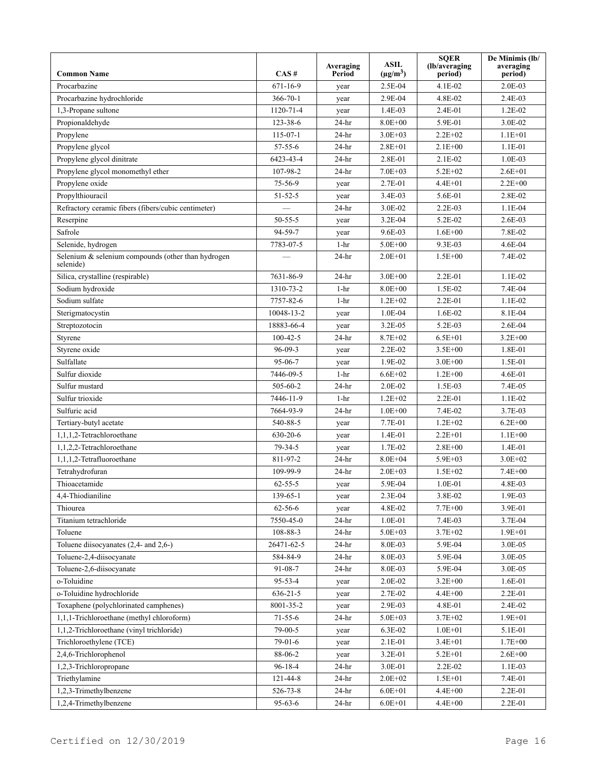| Common Name | CAS # | Averaging Period | ASIL ($\mu g/m^3$) | SQER (lb/averaging period) | De Minimis (lb/ averaging period) |
|---|---|---|---|---|---|
| Procarbazine | 671-16-9 | year | 2.5E-04 | 4.1E-02 | 2.0E-03 |
| Procarbazine hydrochloride | 366-70-1 | year | 2.9E-04 | 4.8E-02 | 2.4E-03 |
| 1,3-Propane sultone | 1120-71-4 | year | 1.4E-03 | 2.4E-01 | 1.2E-02 |
| Propionaldehyde | 123-38-6 | 24-hr | 8.0E+00 | 5.9E-01 | 3.0E-02 |
| Propylene | 115-07-1 | 24-hr | 3.0E+03 | 2.2E+02 | 1.1E+01 |
| Propylene glycol | 57-55-6 | 24-hr | 2.8E+01 | 2.1E+00 | 1.1E-01 |
| Propylene glycol dinitrate | 6423-43-4 | 24-hr | 2.8E-01 | 2.1E-02 | 1.0E-03 |
| Propylene glycol monomethyl ether | 107-98-2 | 24-hr | 7.0E+03 | 5.2E+02 | 2.6E+01 |
| Propylene oxide | 75-56-9 | year | 2.7E-01 | 4.4E+01 | 2.2E+00 |
| Propylthiouracil | 51-52-5 | year | 3.4E-03 | 5.6E-01 | 2.8E-02 |
| Refractory ceramic fibers (fibers/cubic centimeter) | — | 24-hr | 3.0E-02 | 2.2E-03 | 1.1E-04 |
| Reserpine | 50-55-5 | year | 3.2E-04 | 5.2E-02 | 2.6E-03 |
| Safrole | 94-59-7 | year | 9.6E-03 | 1.6E+00 | 7.8E-02 |
| Selenide, hydrogen | 7783-07-5 | 1-hr | 5.0E+00 | 9.3E-03 | 4.6E-04 |
| Selenium & selenium compounds (other than hydrogen selenide) | — | 24-hr | 2.0E+01 | 1.5E+00 | 7.4E-02 |
| Silica, crystalline (respirable) | 7631-86-9 | 24-hr | 3.0E+00 | 2.2E-01 | 1.1E-02 |
| Sodium hydroxide | 1310-73-2 | 1-hr | 8.0E+00 | 1.5E-02 | 7.4E-04 |
| Sodium sulfate | 7757-82-6 | 1-hr | 1.2E+02 | 2.2E-01 | 1.1E-02 |
| Sterigmatocystin | 10048-13-2 | year | 1.0E-04 | 1.6E-02 | 8.1E-04 |
| Streptozotocin | 18883-66-4 | year | 3.2E-05 | 5.2E-03 | 2.6E-04 |
| Styrene | 100-42-5 | 24-hr | 8.7E+02 | 6.5E+01 | 3.2E+00 |
| Styrene oxide | 96-09-3 | year | 2.2E-02 | 3.5E+00 | 1.8E-01 |
| Sulfallate | 95-06-7 | year | 1.9E-02 | 3.0E+00 | 1.5E-01 |
| Sulfur dioxide | 7446-09-5 | 1-hr | 6.6E+02 | 1.2E+00 | 4.6E-01 |
| Sulfur mustard | 505-60-2 | 24-hr | 2.0E-02 | 1.5E-03 | 7.4E-05 |
| Sulfur trioxide | 7446-11-9 | 1-hr | 1.2E+02 | 2.2E-01 | 1.1E-02 |
| Sulfuric acid | 7664-93-9 | 24-hr | 1.0E+00 | 7.4E-02 | 3.7E-03 |
| Tertiary-butyl acetate | 540-88-5 | year | 7.7E-01 | 1.2E+02 | 6.2E+00 |
| 1,1,1,2-Tetrachloroethane | 630-20-6 | year | 1.4E-01 | 2.2E+01 | 1.1E+00 |
| 1,1,2,2-Tetrachloroethane | 79-34-5 | year | 1.7E-02 | 2.8E+00 | 1.4E-01 |
| 1,1,1,2-Tetrafluoroethane | 811-97-2 | 24-hr | 8.0E+04 | 5.9E+03 | 3.0E+02 |
| Tetrahydrofuran | 109-99-9 | 24-hr | 2.0E+03 | 1.5E+02 | 7.4E+00 |
| Thioacetamide | 62-55-5 | year | 5.9E-04 | 1.0E-01 | 4.8E-03 |
| 4,4-Thiodianiline | 139-65-1 | year | 2.3E-04 | 3.8E-02 | 1.9E-03 |
| Thiourea | 62-56-6 | year | 4.8E-02 | 7.7E+00 | 3.9E-01 |
| Titanium tetrachloride | 7550-45-0 | 24-hr | 1.0E-01 | 7.4E-03 | 3.7E-04 |
| Toluene | 108-88-3 | 24-hr | 5.0E+03 | 3.7E+02 | 1.9E+01 |
| Toluene diisocyanates (2,4- and 2,6-) | 26471-62-5 | 24-hr | 8.0E-03 | 5.9E-04 | 3.0E-05 |
| Toluene-2,4-diisocyanate | 584-84-9 | 24-hr | 8.0E-03 | 5.9E-04 | 3.0E-05 |
| Toluene-2,6-diisocyanate | 91-08-7 | 24-hr | 8.0E-03 | 5.9E-04 | 3.0E-05 |
| o-Toluidine | 95-53-4 | year | 2.0E-02 | 3.2E+00 | 1.6E-01 |
| o-Toluidine hydrochloride | 636-21-5 | year | 2.7E-02 | 4.4E+00 | 2.2E-01 |
| Toxaphene (polychlorinated camphenes) | 8001-35-2 | year | 2.9E-03 | 4.8E-01 | 2.4E-02 |
| 1,1,1-Trichloroethane (methyl chloroform) | 71-55-6 | 24-hr | 5.0E+03 | 3.7E+02 | 1.9E+01 |
| 1,1,2-Trichloroethane (vinyl trichloride) | 79-00-5 | year | 6.3E-02 | 1.0E+01 | 5.1E-01 |
| Trichloroethylene (TCE) | 79-01-6 | year | 2.1E-01 | 3.4E+01 | 1.7E+00 |
| 2,4,6-Trichlorophenol | 88-06-2 | year | 3.2E-01 | 5.2E+01 | 2.6E+00 |
| 1,2,3-Trichloropropane | 96-18-4 | 24-hr | 3.0E-01 | 2.2E-02 | 1.1E-03 |
| Triethylamine | 121-44-8 | 24-hr | 2.0E+02 | 1.5E+01 | 7.4E-01 |
| 1,2,3-Trimethylbenzene | 526-73-8 | 24-hr | 6.0E+01 | 4.4E+00 | 2.2E-01 |
| 1,2,4-Trimethylbenzene | 95-63-6 | 24-hr | 6.0E+01 | 4.4E+00 | 2.2E-01 |

Certified on 12/30/2019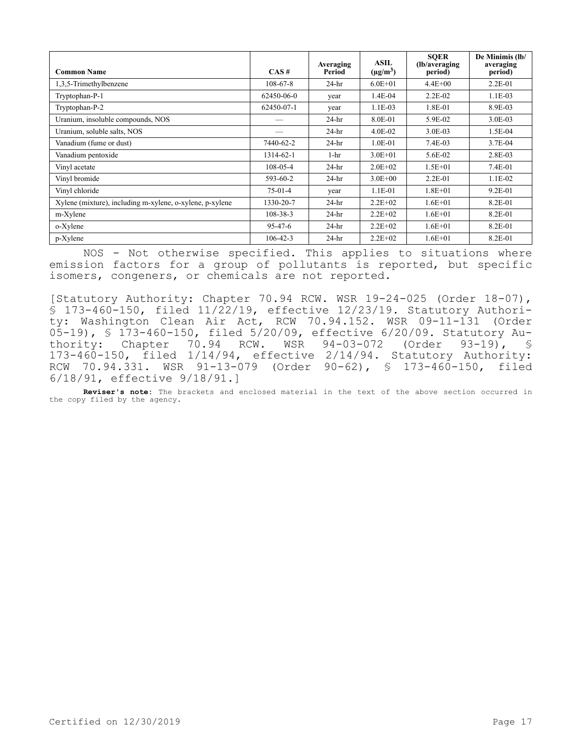| Common Name | CAS # | Averaging Period | ASIL ($\mu g/m^3$) | SQER (lb/averaging period) | De Minimis (lb/ averaging period) |
|---|---|---|---|---|---|
| 1,3,5-Trimethylbenzene | 108-67-8 | 24-hr | 6.0E+01 | 4.4E+00 | 2.2E-01 |
| Tryptophan-P-1 | 62450-06-0 | year | 1.4E-04 | 2.2E-02 | 1.1E-03 |
| Tryptophan-P-2 | 62450-07-1 | year | 1.1E-03 | 1.8E-01 | 8.9E-03 |
| Uranium, insoluble compounds, NOS | — | 24-hr | 8.0E-01 | 5.9E-02 | 3.0E-03 |
| Uranium, soluble salts, NOS | — | 24-hr | 4.0E-02 | 3.0E-03 | 1.5E-04 |
| Vanadium (fume or dust) | 7440-62-2 | 24-hr | 1.0E-01 | 7.4E-03 | 3.7E-04 |
| Vanadium pentoxide | 1314-62-1 | 1-hr | 3.0E+01 | 5.6E-02 | 2.8E-03 |
| Vinyl acetate | 108-05-4 | 24-hr | 2.0E+02 | 1.5E+01 | 7.4E-01 |
| Vinyl bromide | 593-60-2 | 24-hr | 3.0E+00 | 2.2E-01 | 1.1E-02 |
| Vinyl chloride | 75-01-4 | year | 1.1E-01 | 1.8E+01 | 9.2E-01 |
| Xylene (mixture), including m-xylene, o-xylene, p-xylene | 1330-20-7 | 24-hr | 2.2E+02 | 1.6E+01 | 8.2E-01 |
| m-Xylene | 108-38-3 | 24-hr | 2.2E+02 | 1.6E+01 | 8.2E-01 |
| o-Xylene | 95-47-6 | 24-hr | 2.2E+02 | 1.6E+01 | 8.2E-01 |
| p-Xylene | 106-42-3 | 24-hr | 2.2E+02 | 1.6E+01 | 8.2E-01 |

NOS - Not otherwise specified. This applies to situations where emission factors for a group of pollutants is reported, but specific isomers, congeners, or chemicals are not reported.

[Statutory Authority: Chapter 70.94 RCW. WSR 19-24-025 (Order 18-07), § 173-460-150, filed 11/22/19, effective 12/23/19. Statutory Authority: Washington Clean Air Act, RCW 70.94.152. WSR 09-11-131 (Order 05-19), § 173-460-150, filed 5/20/09, effective 6/20/09. Statutory Authority: Chapter 70.94 RCW. WSR 94-03-072 (Order 93-19), § 173-460-150, filed 1/14/94, effective 2/14/94. Statutory Authority: RCW 70.94.331. WSR 91-13-079 (Order 90-62), § 173-460-150, filed 6/18/91, effective 9/18/91.]

**Reviser's note:** The brackets and enclosed material in the text of the above section occurred in the copy filed by the agency.